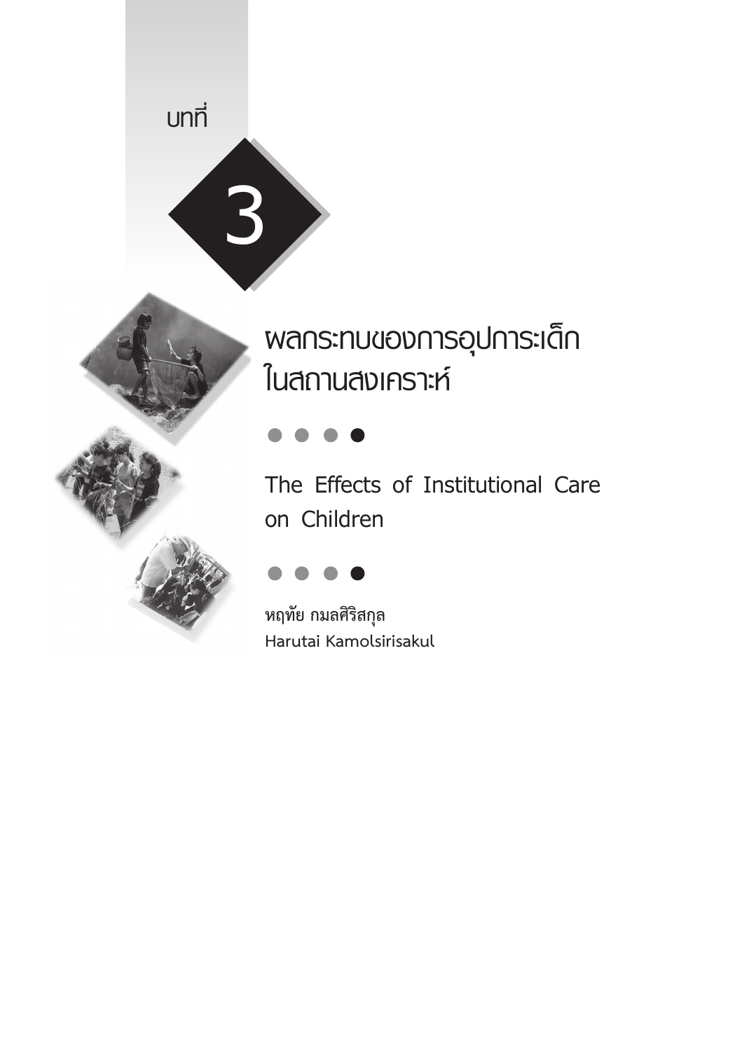บทที่

# 3

# ผลกระทบของการอุปการะเด็กในสถานสงเคราะห์

## The Effects of Institutional Care on Children

**หฤทัย กมลศิริสกุล**
Harutai Kamolsirisakul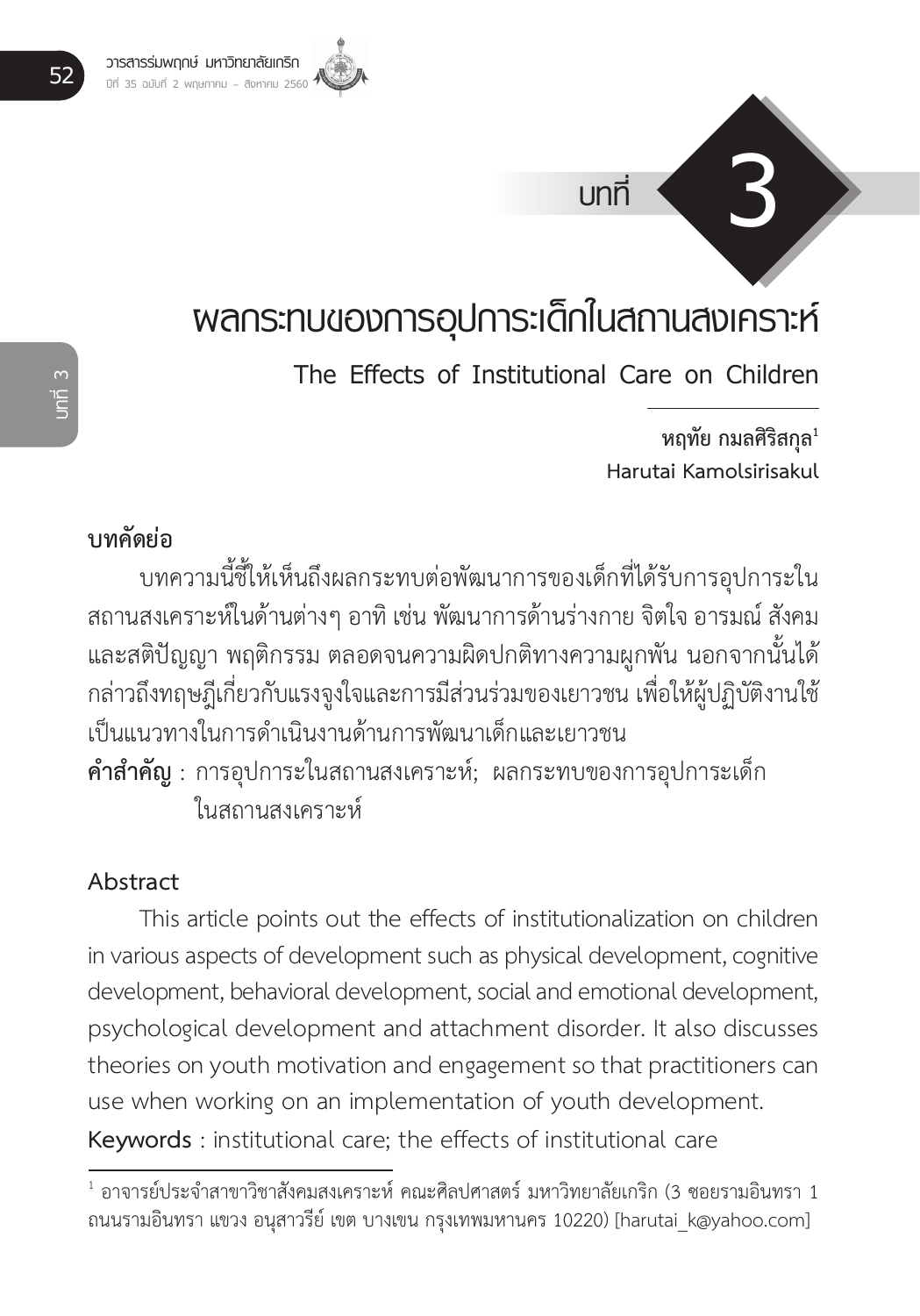บทที่ 3

# ผลกระทบของการอุปการะเด็กในสถานสงเคราะห์

## The Effects of Institutional Care on Children

**หฤทัย กมลศิริสกุล**[1]
**Harutai Kamolsirisakul**

### บทคัดย่อ

บทความนี้ชี้ให้เห็นถึงผลกระทบต่อพัฒนาการของเด็กที่ได้รับการอุปการะในสถานสงเคราะห์ในด้านต่างๆ อาทิ เช่น พัฒนาการด้านร่างกาย จิตใจ อารมณ์ สังคม และสติปัญญา พฤติกรรม ตลอดจนความผิดปกติทางความผูกพัน นอกจากนั้นได้กล่าวถึงทฤษฎีเกี่ยวกับแรงจูงใจและการมีส่วนร่วมของเยาวชน เพื่อให้ผู้ปฏิบัติงานใช้เป็นแนวทางในการดำเนินงานด้านการพัฒนาเด็กและเยาวชน

**คำสำคัญ** : การอุปการะในสถานสงเคราะห์; ผลกระทบของการอุปการะเด็กในสถานสงเคราะห์

### Abstract

This article points out the effects of institutionalization on children in various aspects of development such as physical development, cognitive development, behavioral development, social and emotional development, psychological development and attachment disorder. It also discusses theories on youth motivation and engagement so that practitioners can use when working on an implementation of youth development.

**Keywords** : institutional care; the effects of institutional care

---

[1] อาจารย์ประจำสาขาวิชาสังคมสงเคราะห์ คณะศิลปศาสตร์ มหาวิทยาลัยเกริก (3 ซอยรามอินทรา 1 ถนนรามอินทรา แขวง อนุสาวรีย์ เขต บางเขน กรุงเทพมหานคร 10220) [harutai_k@yahoo.com]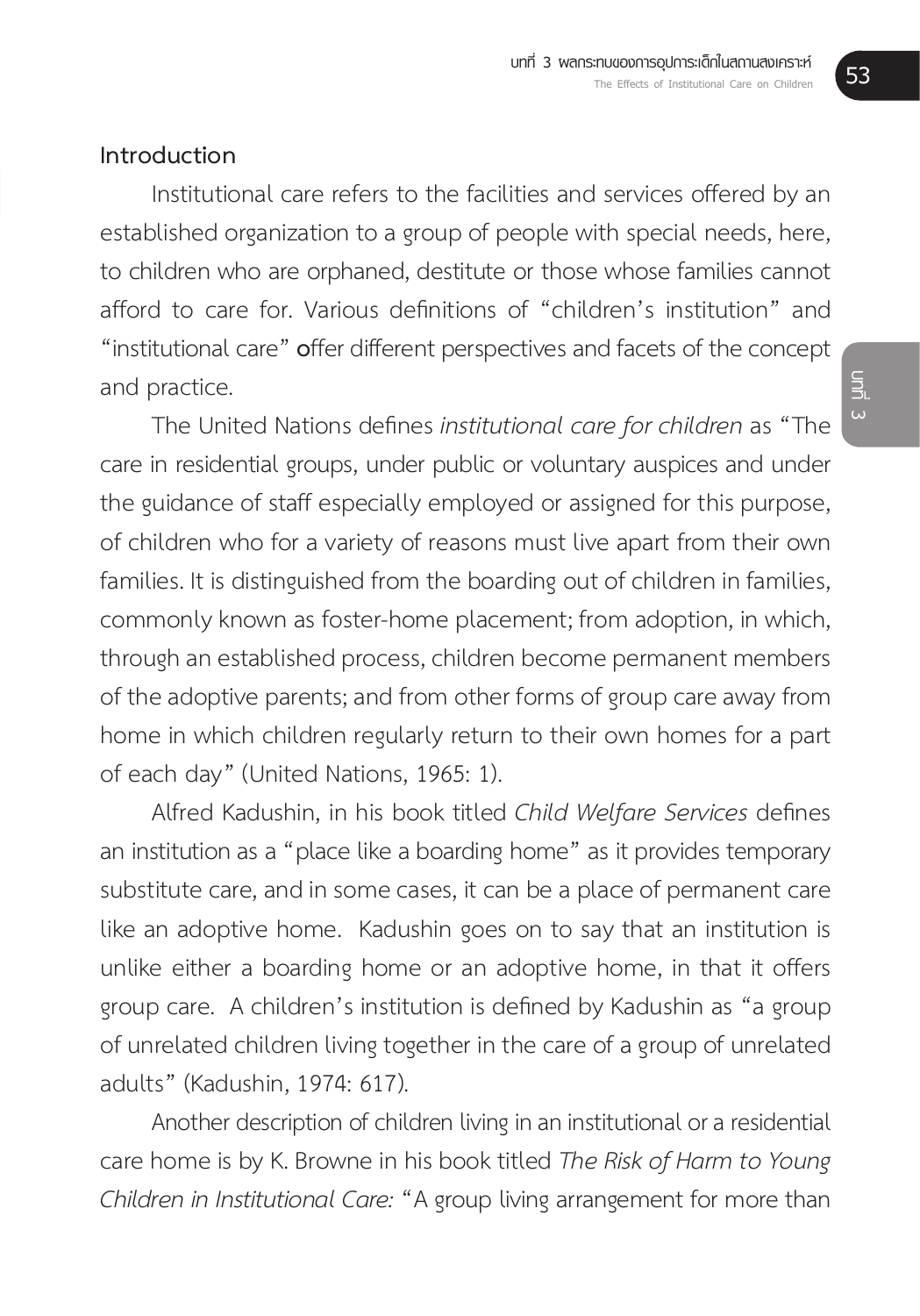## Introduction

Institutional care refers to the facilities and services offered by an established organization to a group of people with special needs, here, to children who are orphaned, destitute or those whose families cannot afford to care for. Various definitions of "children's institution" and "institutional care" offer different perspectives and facets of the concept and practice.

The United Nations defines *institutional care for children* as "The care in residential groups, under public or voluntary auspices and under the guidance of staff especially employed or assigned for this purpose, of children who for a variety of reasons must live apart from their own families. It is distinguished from the boarding out of children in families, commonly known as foster-home placement; from adoption, in which, through an established process, children become permanent members of the adoptive parents; and from other forms of group care away from home in which children regularly return to their own homes for a part of each day" (United Nations, 1965: 1).

Alfred Kadushin, in his book titled *Child Welfare Services* defines an institution as a "place like a boarding home" as it provides temporary substitute care, and in some cases, it can be a place of permanent care like an adoptive home. Kadushin goes on to say that an institution is unlike either a boarding home or an adoptive home, in that it offers group care. A children's institution is defined by Kadushin as "a group of unrelated children living together in the care of a group of unrelated adults" (Kadushin, 1974: 617).

Another description of children living in an institutional or a residential care home is by K. Browne in his book titled *The Risk of Harm to Young Children in Institutional Care:* "A group living arrangement for more than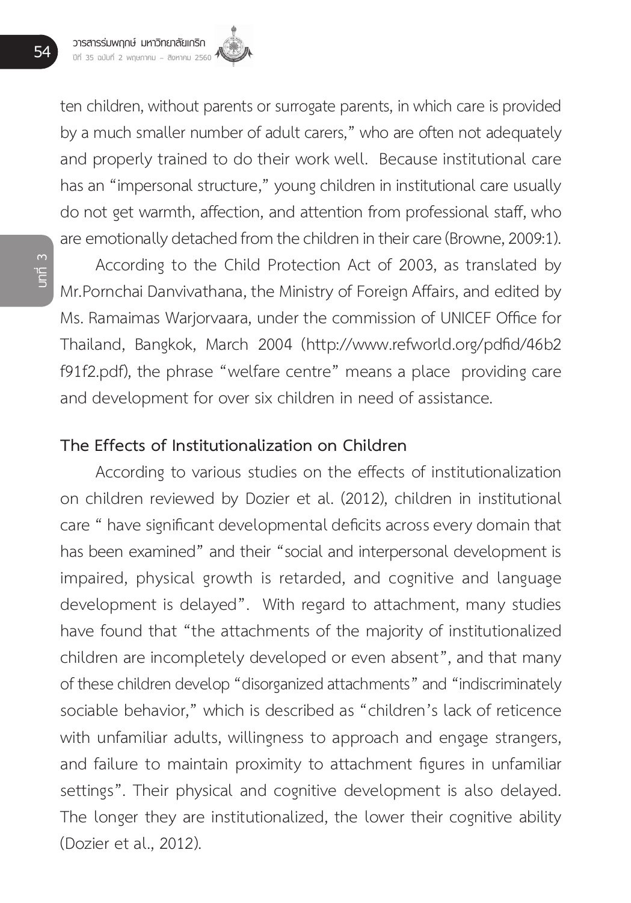ten children, without parents or surrogate parents, in which care is provided by a much smaller number of adult carers," who are often not adequately and properly trained to do their work well. Because institutional care has an "impersonal structure," young children in institutional care usually do not get warmth, affection, and attention from professional staff, who are emotionally detached from the children in their care (Browne, 2009:1).

According to the Child Protection Act of 2003, as translated by Mr.Pornchai Danvivathana, the Ministry of Foreign Affairs, and edited by Ms. Ramaimas Warjorvaara, under the commission of UNICEF Office for Thailand, Bangkok, March 2004 (http://www.refworld.org/pdfid/46b2f91f2.pdf), the phrase "welfare centre" means a place providing care and development for over six children in need of assistance.

## The Effects of Institutionalization on Children

According to various studies on the effects of institutionalization on children reviewed by Dozier et al. (2012), children in institutional care " have significant developmental deficits across every domain that has been examined" and their "social and interpersonal development is impaired, physical growth is retarded, and cognitive and language development is delayed". With regard to attachment, many studies have found that "the attachments of the majority of institutionalized children are incompletely developed or even absent", and that many of these children develop "disorganized attachments" and "indiscriminately sociable behavior," which is described as "children's lack of reticence with unfamiliar adults, willingness to approach and engage strangers, and failure to maintain proximity to attachment figures in unfamiliar settings". Their physical and cognitive development is also delayed. The longer they are institutionalized, the lower their cognitive ability (Dozier et al., 2012).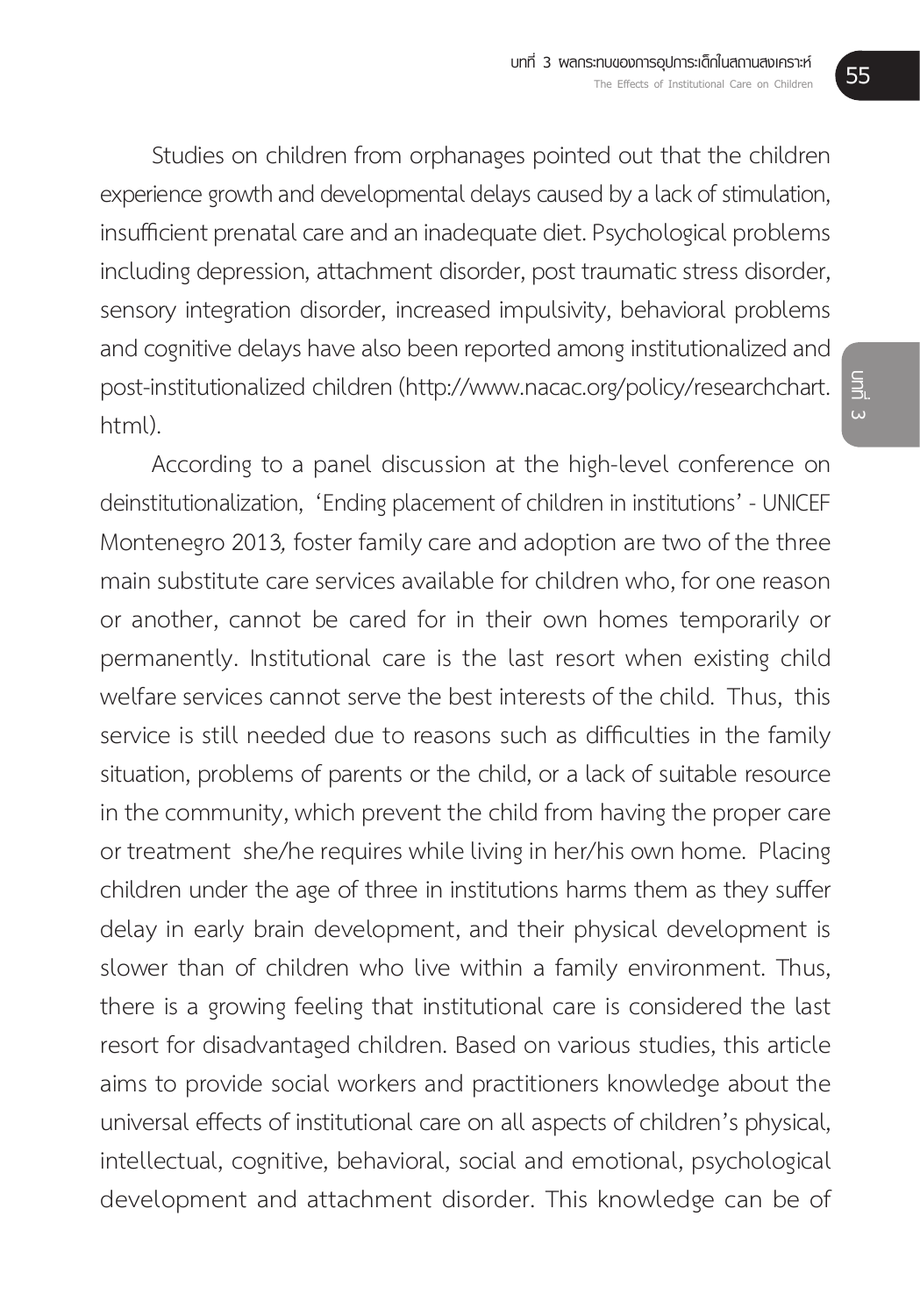Studies on children from orphanages pointed out that the children experience growth and developmental delays caused by a lack of stimulation, insufficient prenatal care and an inadequate diet. Psychological problems including depression, attachment disorder, post traumatic stress disorder, sensory integration disorder, increased impulsivity, behavioral problems and cognitive delays have also been reported among institutionalized and post-institutionalized children (http://www.nacac.org/policy/researchchart.html).

According to a panel discussion at the high-level conference on deinstitutionalization, 'Ending placement of children in institutions' - UNICEF Montenegro 2013, foster family care and adoption are two of the three main substitute care services available for children who, for one reason or another, cannot be cared for in their own homes temporarily or permanently. Institutional care is the last resort when existing child welfare services cannot serve the best interests of the child. Thus, this service is still needed due to reasons such as difficulties in the family situation, problems of parents or the child, or a lack of suitable resource in the community, which prevent the child from having the proper care or treatment she/he requires while living in her/his own home. Placing children under the age of three in institutions harms them as they suffer delay in early brain development, and their physical development is slower than of children who live within a family environment. Thus, there is a growing feeling that institutional care is considered the last resort for disadvantaged children. Based on various studies, this article aims to provide social workers and practitioners knowledge about the universal effects of institutional care on all aspects of children's physical, intellectual, cognitive, behavioral, social and emotional, psychological development and attachment disorder. This knowledge can be of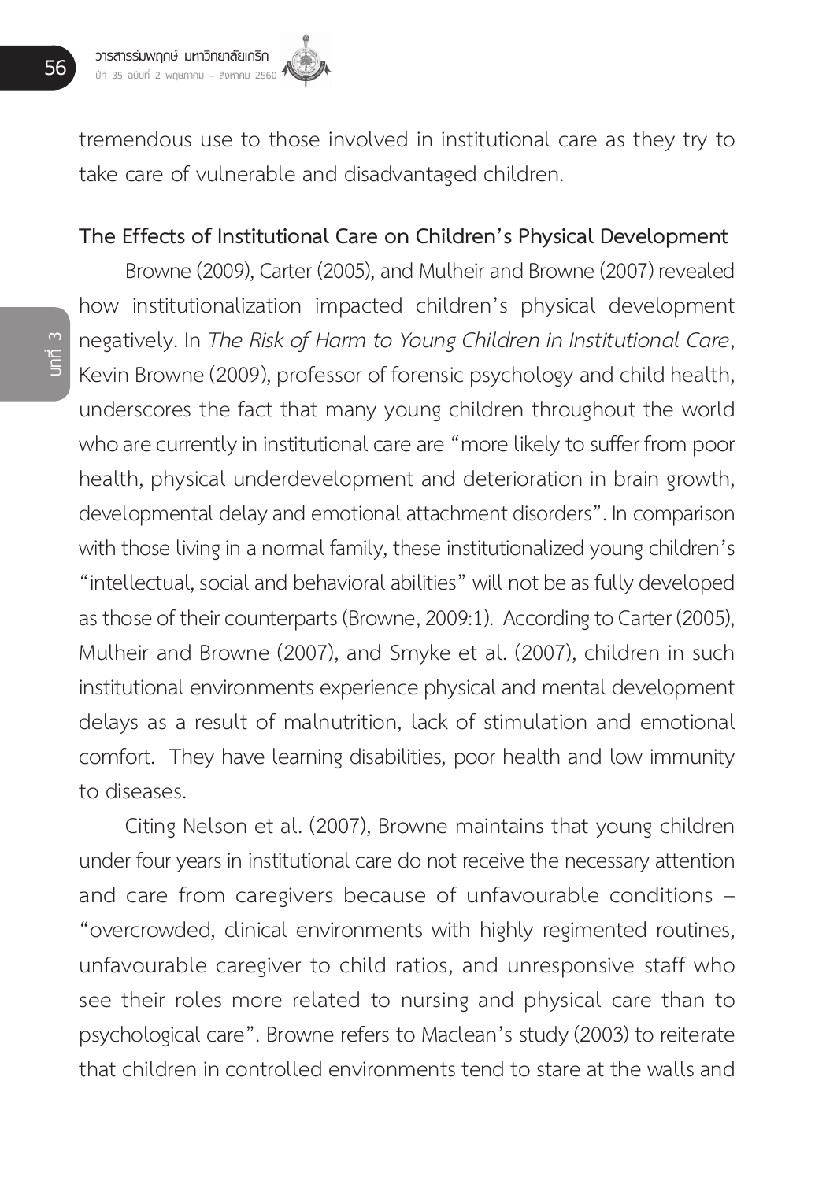tremendous use to those involved in institutional care as they try to take care of vulnerable and disadvantaged children.

### The Effects of Institutional Care on Children's Physical Development

Browne (2009), Carter (2005), and Mulheir and Browne (2007) revealed how institutionalization impacted children's physical development negatively. In *The Risk of Harm to Young Children in Institutional Care*, Kevin Browne (2009), professor of forensic psychology and child health, underscores the fact that many young children throughout the world who are currently in institutional care are "more likely to suffer from poor health, physical underdevelopment and deterioration in brain growth, developmental delay and emotional attachment disorders". In comparison with those living in a normal family, these institutionalized young children's "intellectual, social and behavioral abilities" will not be as fully developed as those of their counterparts (Browne, 2009:1). According to Carter (2005), Mulheir and Browne (2007), and Smyke et al. (2007), children in such institutional environments experience physical and mental development delays as a result of malnutrition, lack of stimulation and emotional comfort. They have learning disabilities, poor health and low immunity to diseases.

Citing Nelson et al. (2007), Browne maintains that young children under four years in institutional care do not receive the necessary attention and care from caregivers because of unfavourable conditions – "overcrowded, clinical environments with highly regimented routines, unfavourable caregiver to child ratios, and unresponsive staff who see their roles more related to nursing and physical care than to psychological care". Browne refers to Maclean's study (2003) to reiterate that children in controlled environments tend to stare at the walls and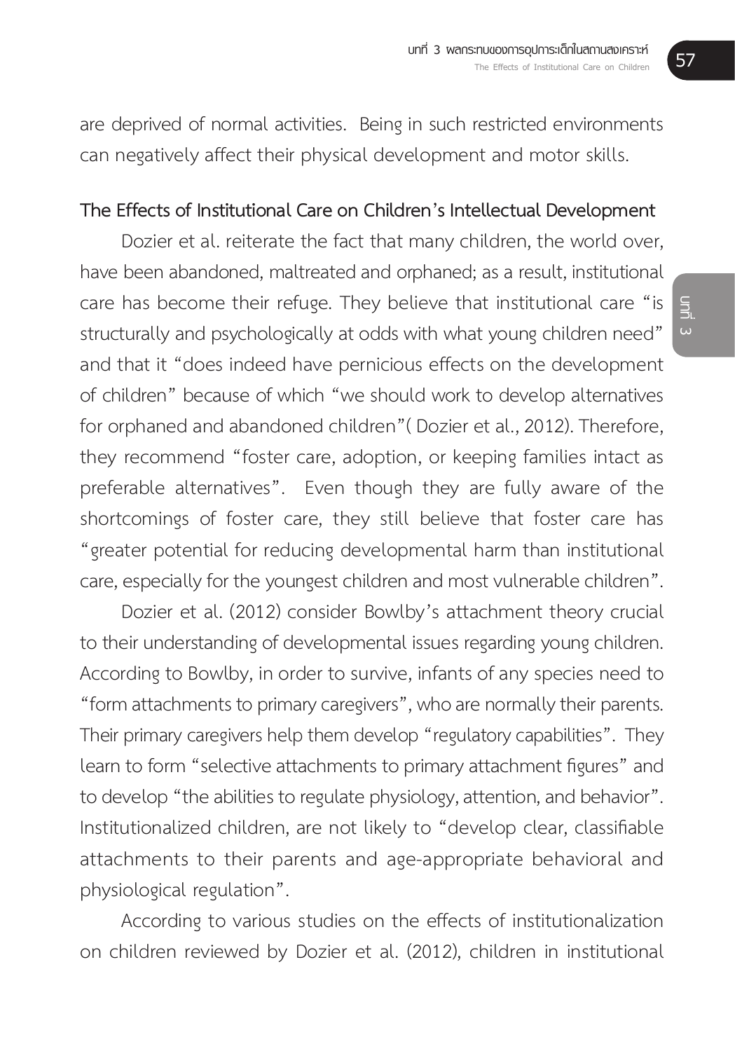are deprived of normal activities. Being in such restricted environments can negatively affect their physical development and motor skills.

### The Effects of Institutional Care on Children's Intellectual Development

Dozier et al. reiterate the fact that many children, the world over, have been abandoned, maltreated and orphaned; as a result, institutional care has become their refuge. They believe that institutional care "is structurally and psychologically at odds with what young children need" and that it "does indeed have pernicious effects on the development of children" because of which "we should work to develop alternatives for orphaned and abandoned children"( Dozier et al., 2012). Therefore, they recommend "foster care, adoption, or keeping families intact as preferable alternatives". Even though they are fully aware of the shortcomings of foster care, they still believe that foster care has "greater potential for reducing developmental harm than institutional care, especially for the youngest children and most vulnerable children".

Dozier et al. (2012) consider Bowlby's attachment theory crucial to their understanding of developmental issues regarding young children. According to Bowlby, in order to survive, infants of any species need to "form attachments to primary caregivers", who are normally their parents. Their primary caregivers help them develop "regulatory capabilities". They learn to form "selective attachments to primary attachment figures" and to develop "the abilities to regulate physiology, attention, and behavior". Institutionalized children, are not likely to "develop clear, classifiable attachments to their parents and age-appropriate behavioral and physiological regulation".

According to various studies on the effects of institutionalization on children reviewed by Dozier et al. (2012), children in institutional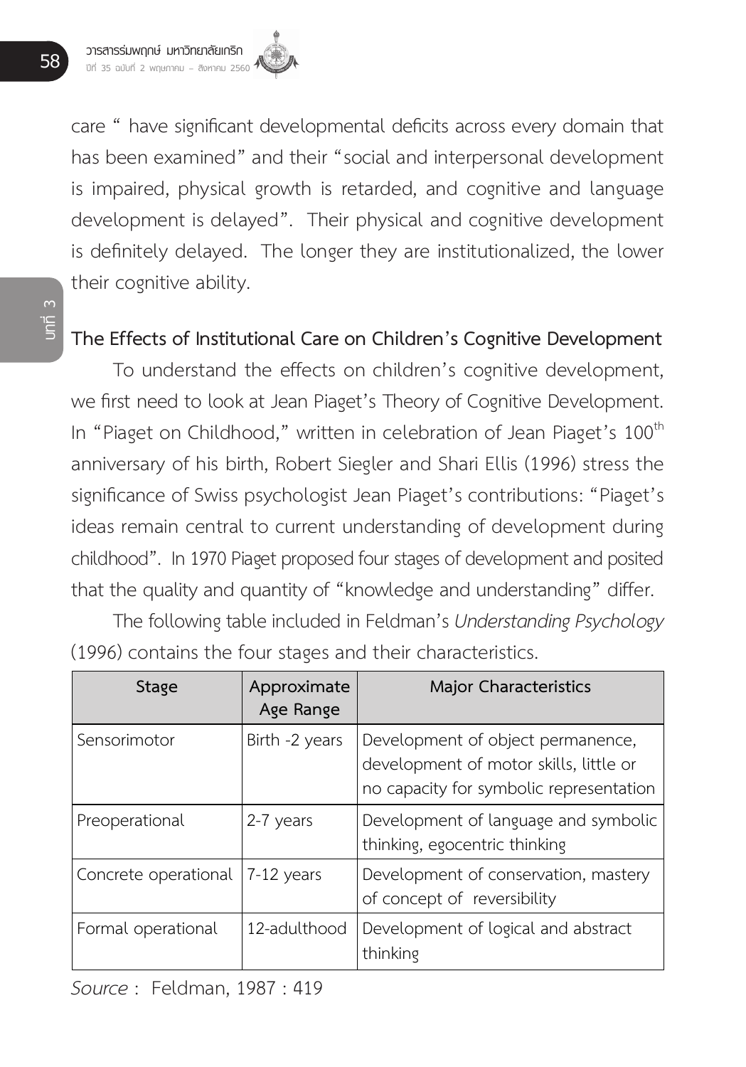care " have significant developmental deficits across every domain that has been examined" and their "social and interpersonal development is impaired, physical growth is retarded, and cognitive and language development is delayed". Their physical and cognitive development is definitely delayed. The longer they are institutionalized, the lower their cognitive ability.

## The Effects of Institutional Care on Children's Cognitive Development

To understand the effects on children's cognitive development, we first need to look at Jean Piaget's Theory of Cognitive Development. In "Piaget on Childhood," written in celebration of Jean Piaget's 100th anniversary of his birth, Robert Siegler and Shari Ellis (1996) stress the significance of Swiss psychologist Jean Piaget's contributions: "Piaget's ideas remain central to current understanding of development during childhood". In 1970 Piaget proposed four stages of development and posited that the quality and quantity of "knowledge and understanding" differ.

The following table included in Feldman's *Understanding Psychology* (1996) contains the four stages and their characteristics.

| Stage | Approximate Age Range | Major Characteristics |
|---|---|---|
| Sensorimotor | Birth -2 years | Development of object permanence, development of motor skills, little or no capacity for symbolic representation |
| Preoperational | 2-7 years | Development of language and symbolic thinking, egocentric thinking |
| Concrete operational | 7-12 years | Development of conservation, mastery of concept of reversibility |
| Formal operational | 12-adulthood | Development of logical and abstract thinking |

*Source* : Feldman, 1987 : 419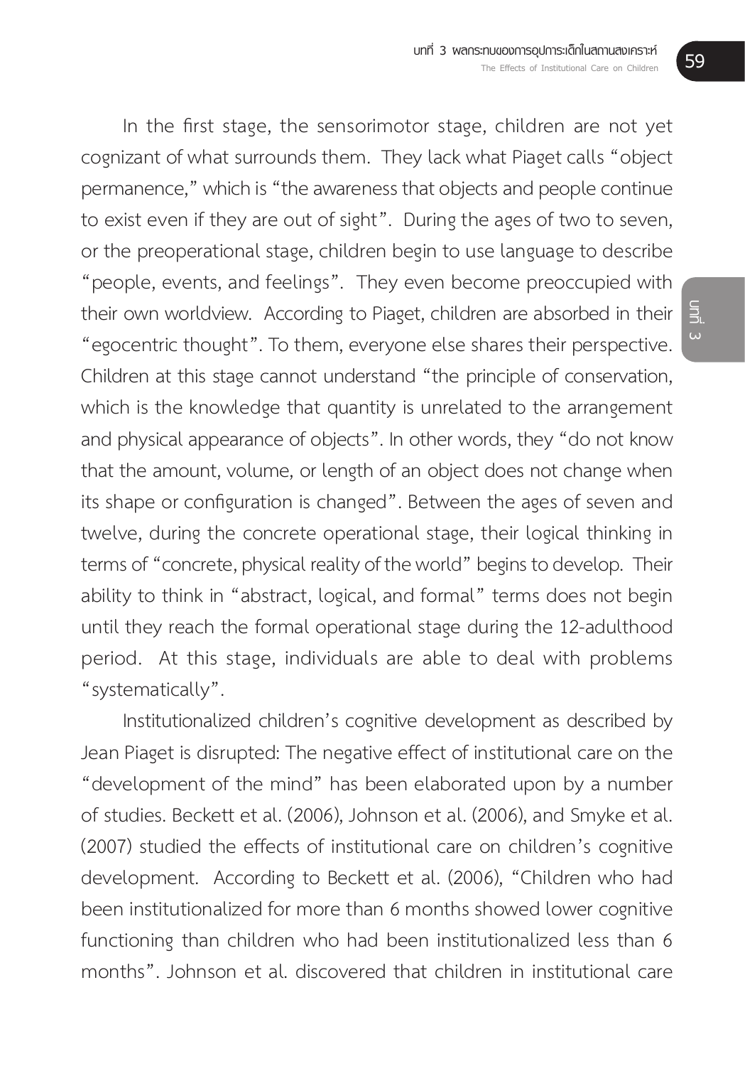In the first stage, the sensorimotor stage, children are not yet cognizant of what surrounds them. They lack what Piaget calls "object permanence," which is "the awareness that objects and people continue to exist even if they are out of sight". During the ages of two to seven, or the preoperational stage, children begin to use language to describe "people, events, and feelings". They even become preoccupied with their own worldview. According to Piaget, children are absorbed in their "egocentric thought". To them, everyone else shares their perspective. Children at this stage cannot understand "the principle of conservation, which is the knowledge that quantity is unrelated to the arrangement and physical appearance of objects". In other words, they "do not know that the amount, volume, or length of an object does not change when its shape or configuration is changed". Between the ages of seven and twelve, during the concrete operational stage, their logical thinking in terms of "concrete, physical reality of the world" begins to develop. Their ability to think in "abstract, logical, and formal" terms does not begin until they reach the formal operational stage during the 12-adulthood period. At this stage, individuals are able to deal with problems "systematically".

Institutionalized children's cognitive development as described by Jean Piaget is disrupted: The negative effect of institutional care on the "development of the mind" has been elaborated upon by a number of studies. Beckett et al. (2006), Johnson et al. (2006), and Smyke et al. (2007) studied the effects of institutional care on children's cognitive development. According to Beckett et al. (2006), "Children who had been institutionalized for more than 6 months showed lower cognitive functioning than children who had been institutionalized less than 6 months". Johnson et al. discovered that children in institutional care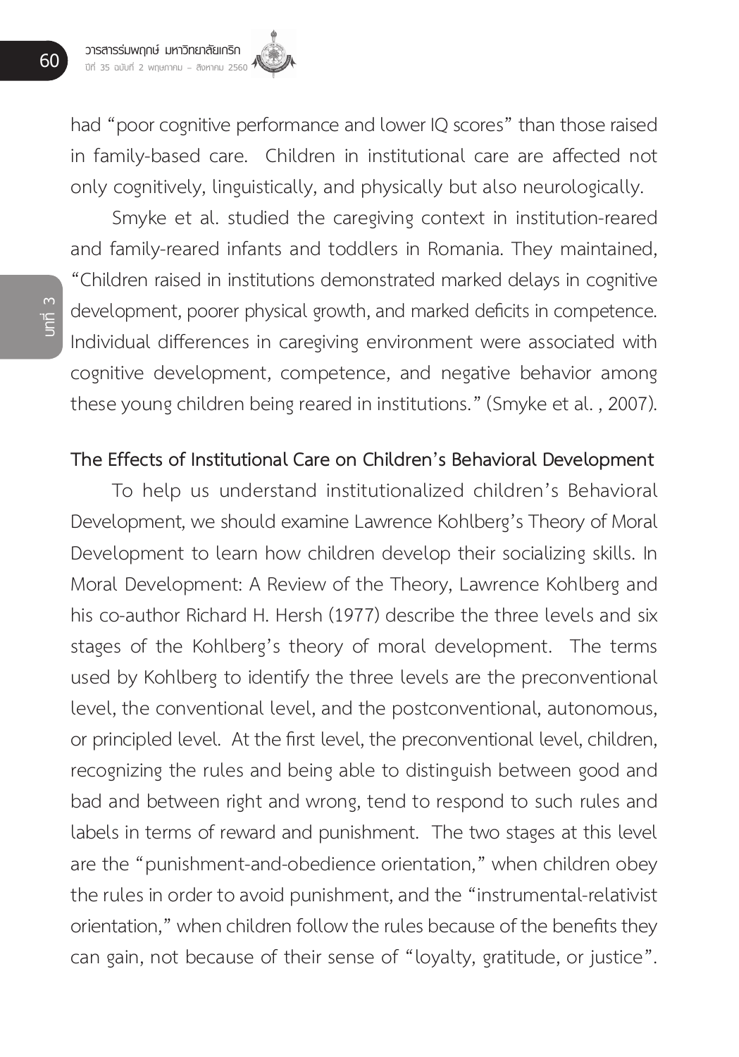had "poor cognitive performance and lower IQ scores" than those raised in family-based care. Children in institutional care are affected not only cognitively, linguistically, and physically but also neurologically.

Smyke et al. studied the caregiving context in institution-reared and family-reared infants and toddlers in Romania. They maintained, "Children raised in institutions demonstrated marked delays in cognitive development, poorer physical growth, and marked deficits in competence. Individual differences in caregiving environment were associated with cognitive development, competence, and negative behavior among these young children being reared in institutions." (Smyke et al. , 2007).

## The Effects of Institutional Care on Children's Behavioral Development

To help us understand institutionalized children's Behavioral Development, we should examine Lawrence Kohlberg's Theory of Moral Development to learn how children develop their socializing skills. In Moral Development: A Review of the Theory, Lawrence Kohlberg and his co-author Richard H. Hersh (1977) describe the three levels and six stages of the Kohlberg's theory of moral development. The terms used by Kohlberg to identify the three levels are the preconventional level, the conventional level, and the postconventional, autonomous, or principled level. At the first level, the preconventional level, children, recognizing the rules and being able to distinguish between good and bad and between right and wrong, tend to respond to such rules and labels in terms of reward and punishment. The two stages at this level are the "punishment-and-obedience orientation," when children obey the rules in order to avoid punishment, and the "instrumental-relativist orientation," when children follow the rules because of the benefits they can gain, not because of their sense of "loyalty, gratitude, or justice".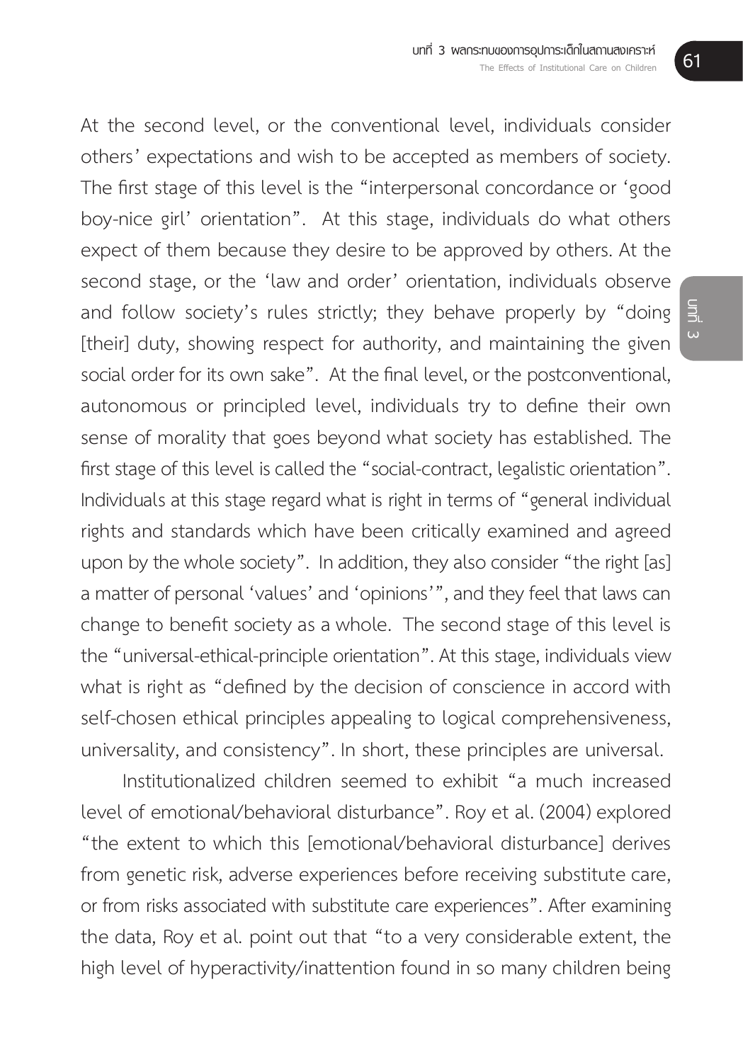At the second level, or the conventional level, individuals consider others' expectations and wish to be accepted as members of society. The first stage of this level is the "interpersonal concordance or 'good boy-nice girl' orientation". At this stage, individuals do what others expect of them because they desire to be approved by others. At the second stage, or the 'law and order' orientation, individuals observe and follow society's rules strictly; they behave properly by "doing [their] duty, showing respect for authority, and maintaining the given social order for its own sake". At the final level, or the postconventional, autonomous or principled level, individuals try to define their own sense of morality that goes beyond what society has established. The first stage of this level is called the "social-contract, legalistic orientation". Individuals at this stage regard what is right in terms of "general individual rights and standards which have been critically examined and agreed upon by the whole society". In addition, they also consider "the right [as] a matter of personal 'values' and 'opinions'", and they feel that laws can change to benefit society as a whole. The second stage of this level is the "universal-ethical-principle orientation". At this stage, individuals view what is right as "defined by the decision of conscience in accord with self-chosen ethical principles appealing to logical comprehensiveness, universality, and consistency". In short, these principles are universal.

Institutionalized children seemed to exhibit "a much increased level of emotional/behavioral disturbance". Roy et al. (2004) explored "the extent to which this [emotional/behavioral disturbance] derives from genetic risk, adverse experiences before receiving substitute care, or from risks associated with substitute care experiences". After examining the data, Roy et al. point out that "to a very considerable extent, the high level of hyperactivity/inattention found in so many children being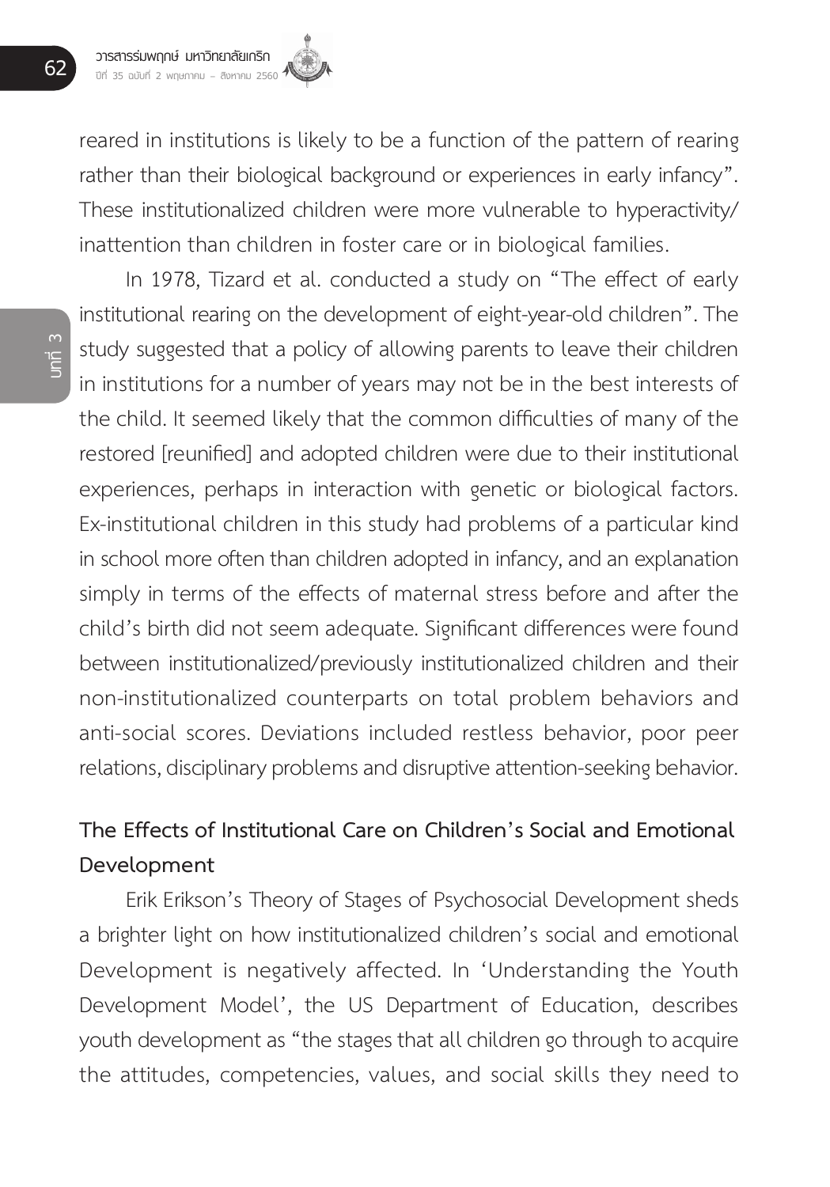reared in institutions is likely to be a function of the pattern of rearing rather than their biological background or experiences in early infancy". These institutionalized children were more vulnerable to hyperactivity/inattention than children in foster care or in biological families.

In 1978, Tizard et al. conducted a study on "The effect of early institutional rearing on the development of eight-year-old children". The study suggested that a policy of allowing parents to leave their children in institutions for a number of years may not be in the best interests of the child. It seemed likely that the common difficulties of many of the restored [reunified] and adopted children were due to their institutional experiences, perhaps in interaction with genetic or biological factors. Ex-institutional children in this study had problems of a particular kind in school more often than children adopted in infancy, and an explanation simply in terms of the effects of maternal stress before and after the child's birth did not seem adequate. Significant differences were found between institutionalized/previously institutionalized children and their non-institutionalized counterparts on total problem behaviors and anti-social scores. Deviations included restless behavior, poor peer relations, disciplinary problems and disruptive attention-seeking behavior.

## The Effects of Institutional Care on Children's Social and Emotional Development

Erik Erikson's Theory of Stages of Psychosocial Development sheds a brighter light on how institutionalized children's social and emotional Development is negatively affected. In 'Understanding the Youth Development Model', the US Department of Education, describes youth development as "the stages that all children go through to acquire the attitudes, competencies, values, and social skills they need to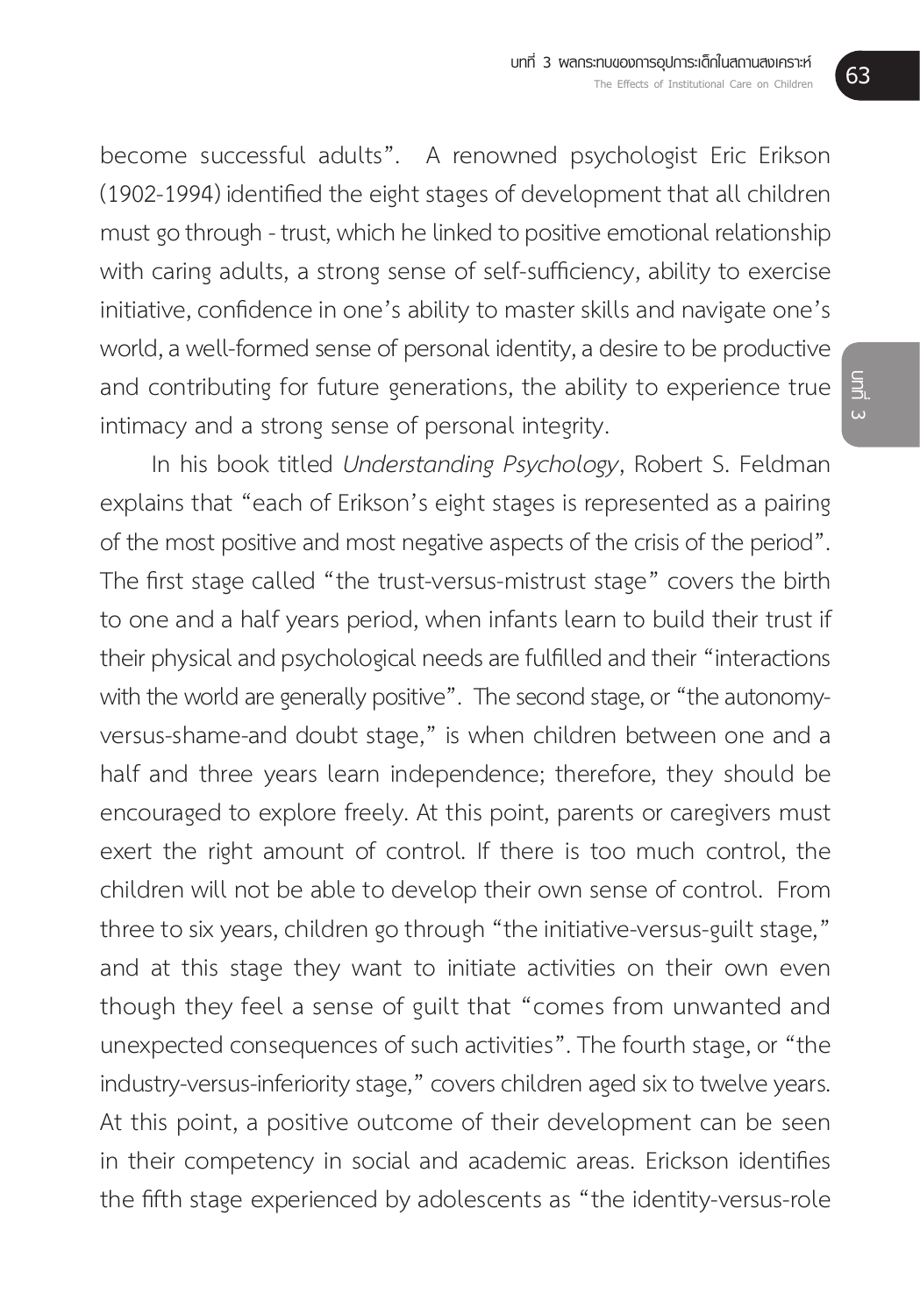become successful adults". A renowned psychologist Eric Erikson (1902-1994) identified the eight stages of development that all children must go through - trust, which he linked to positive emotional relationship with caring adults, a strong sense of self-sufficiency, ability to exercise initiative, confidence in one's ability to master skills and navigate one's world, a well-formed sense of personal identity, a desire to be productive and contributing for future generations, the ability to experience true intimacy and a strong sense of personal integrity.

In his book titled *Understanding Psychology*, Robert S. Feldman explains that "each of Erikson's eight stages is represented as a pairing of the most positive and most negative aspects of the crisis of the period". The first stage called "the trust-versus-mistrust stage" covers the birth to one and a half years period, when infants learn to build their trust if their physical and psychological needs are fulfilled and their "interactions with the world are generally positive". The second stage, or "the autonomy-versus-shame-and doubt stage," is when children between one and a half and three years learn independence; therefore, they should be encouraged to explore freely. At this point, parents or caregivers must exert the right amount of control. If there is too much control, the children will not be able to develop their own sense of control. From three to six years, children go through "the initiative-versus-guilt stage," and at this stage they want to initiate activities on their own even though they feel a sense of guilt that "comes from unwanted and unexpected consequences of such activities". The fourth stage, or "the industry-versus-inferiority stage," covers children aged six to twelve years. At this point, a positive outcome of their development can be seen in their competency in social and academic areas. Erickson identifies the fifth stage experienced by adolescents as "the identity-versus-role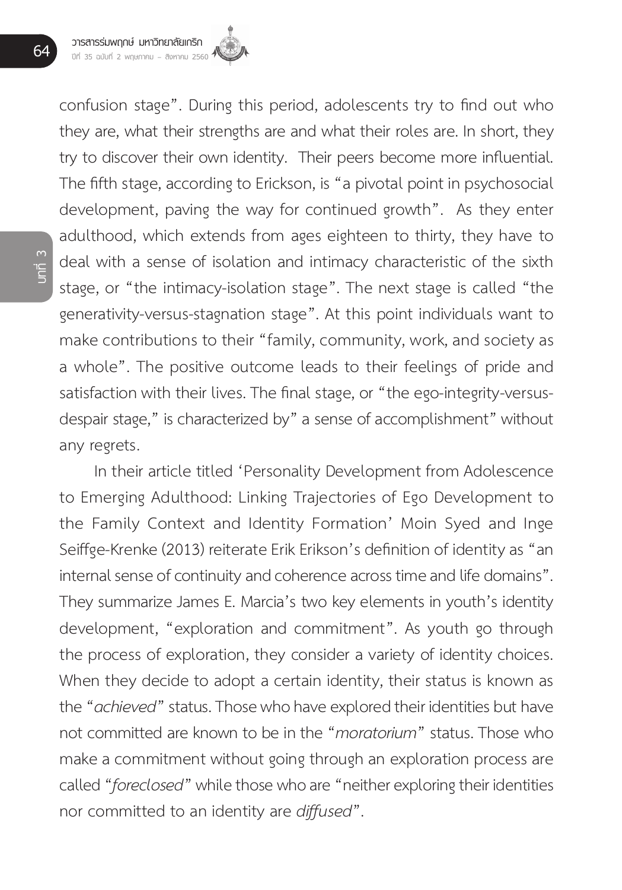confusion stage". During this period, adolescents try to find out who they are, what their strengths are and what their roles are. In short, they try to discover their own identity. Their peers become more influential. The fifth stage, according to Erickson, is "a pivotal point in psychosocial development, paving the way for continued growth". As they enter adulthood, which extends from ages eighteen to thirty, they have to deal with a sense of isolation and intimacy characteristic of the sixth stage, or "the intimacy-isolation stage". The next stage is called "the generativity-versus-stagnation stage". At this point individuals want to make contributions to their "family, community, work, and society as a whole". The positive outcome leads to their feelings of pride and satisfaction with their lives. The final stage, or "the ego-integrity-versus-despair stage," is characterized by" a sense of accomplishment" without any regrets.

In their article titled 'Personality Development from Adolescence to Emerging Adulthood: Linking Trajectories of Ego Development to the Family Context and Identity Formation' Moin Syed and Inge Seiffge-Krenke (2013) reiterate Erik Erikson's definition of identity as "an internal sense of continuity and coherence across time and life domains". They summarize James E. Marcia's two key elements in youth's identity development, "exploration and commitment". As youth go through the process of exploration, they consider a variety of identity choices. When they decide to adopt a certain identity, their status is known as the "*achieved*" status. Those who have explored their identities but have not committed are known to be in the "*moratorium*" status. Those who make a commitment without going through an exploration process are called "*foreclosed*" while those who are "neither exploring their identities nor committed to an identity are *diffused*".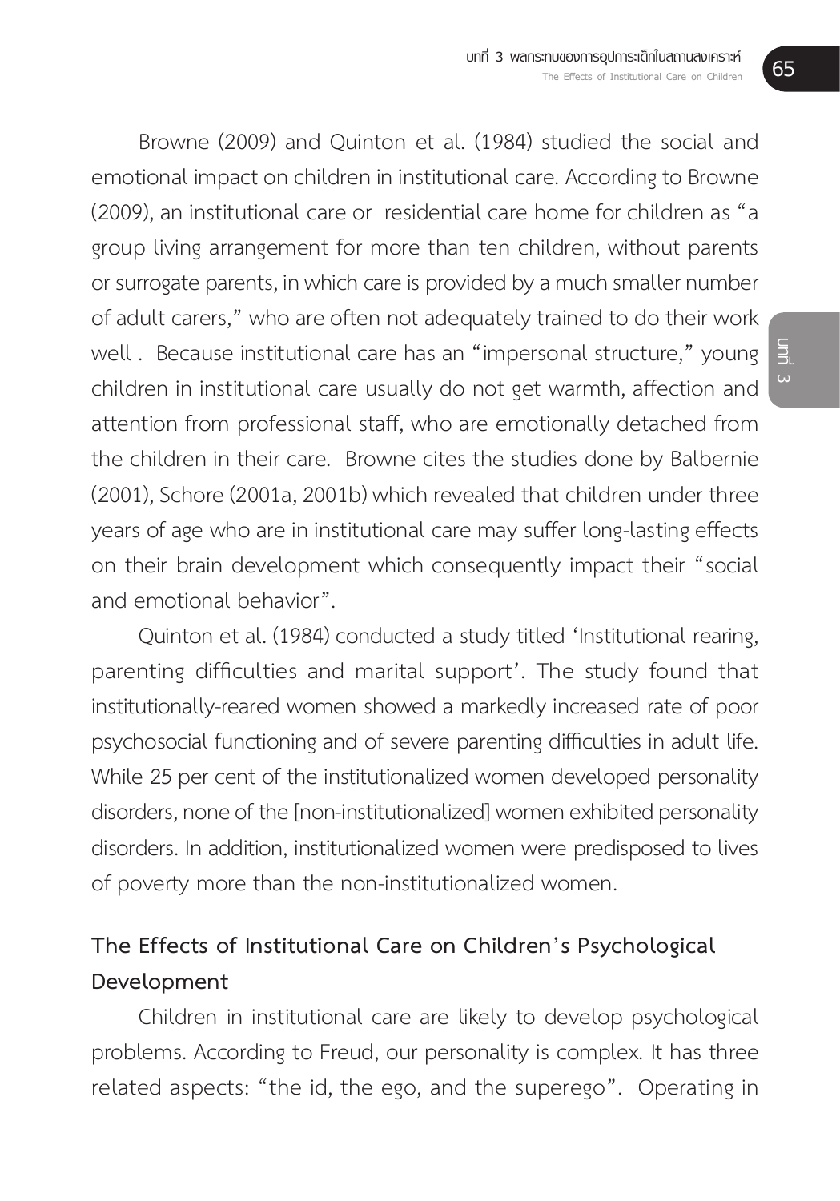Browne (2009) and Quinton et al. (1984) studied the social and emotional impact on children in institutional care. According to Browne (2009), an institutional care or residential care home for children as "a group living arrangement for more than ten children, without parents or surrogate parents, in which care is provided by a much smaller number of adult carers," who are often not adequately trained to do their work well . Because institutional care has an "impersonal structure," young children in institutional care usually do not get warmth, affection and attention from professional staff, who are emotionally detached from the children in their care. Browne cites the studies done by Balbernie (2001), Schore (2001a, 2001b) which revealed that children under three years of age who are in institutional care may suffer long-lasting effects on their brain development which consequently impact their "social and emotional behavior".

Quinton et al. (1984) conducted a study titled 'Institutional rearing, parenting difficulties and marital support'. The study found that institutionally-reared women showed a markedly increased rate of poor psychosocial functioning and of severe parenting difficulties in adult life. While 25 per cent of the institutionalized women developed personality disorders, none of the [non-institutionalized] women exhibited personality disorders. In addition, institutionalized women were predisposed to lives of poverty more than the non-institutionalized women.

## The Effects of Institutional Care on Children's Psychological Development

Children in institutional care are likely to develop psychological problems. According to Freud, our personality is complex. It has three related aspects: "the id, the ego, and the superego". Operating in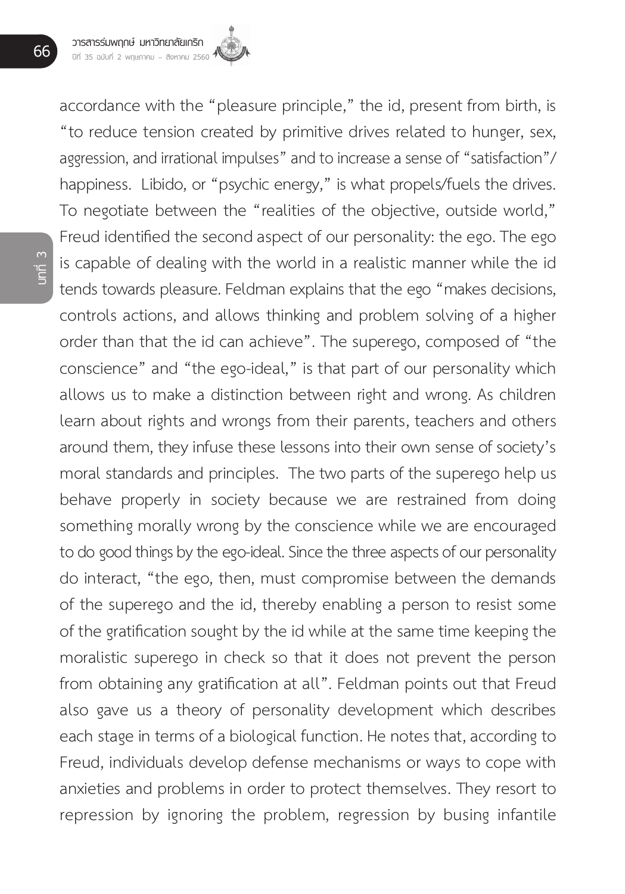accordance with the "pleasure principle," the id, present from birth, is "to reduce tension created by primitive drives related to hunger, sex, aggression, and irrational impulses" and to increase a sense of "satisfaction"/ happiness. Libido, or "psychic energy," is what propels/fuels the drives. To negotiate between the "realities of the objective, outside world," Freud identified the second aspect of our personality: the ego. The ego is capable of dealing with the world in a realistic manner while the id tends towards pleasure. Feldman explains that the ego "makes decisions, controls actions, and allows thinking and problem solving of a higher order than that the id can achieve". The superego, composed of "the conscience" and "the ego-ideal," is that part of our personality which allows us to make a distinction between right and wrong. As children learn about rights and wrongs from their parents, teachers and others around them, they infuse these lessons into their own sense of society's moral standards and principles. The two parts of the superego help us behave properly in society because we are restrained from doing something morally wrong by the conscience while we are encouraged to do good things by the ego-ideal. Since the three aspects of our personality do interact, "the ego, then, must compromise between the demands of the superego and the id, thereby enabling a person to resist some of the gratification sought by the id while at the same time keeping the moralistic superego in check so that it does not prevent the person from obtaining any gratification at all". Feldman points out that Freud also gave us a theory of personality development which describes each stage in terms of a biological function. He notes that, according to Freud, individuals develop defense mechanisms or ways to cope with anxieties and problems in order to protect themselves. They resort to repression by ignoring the problem, regression by busing infantile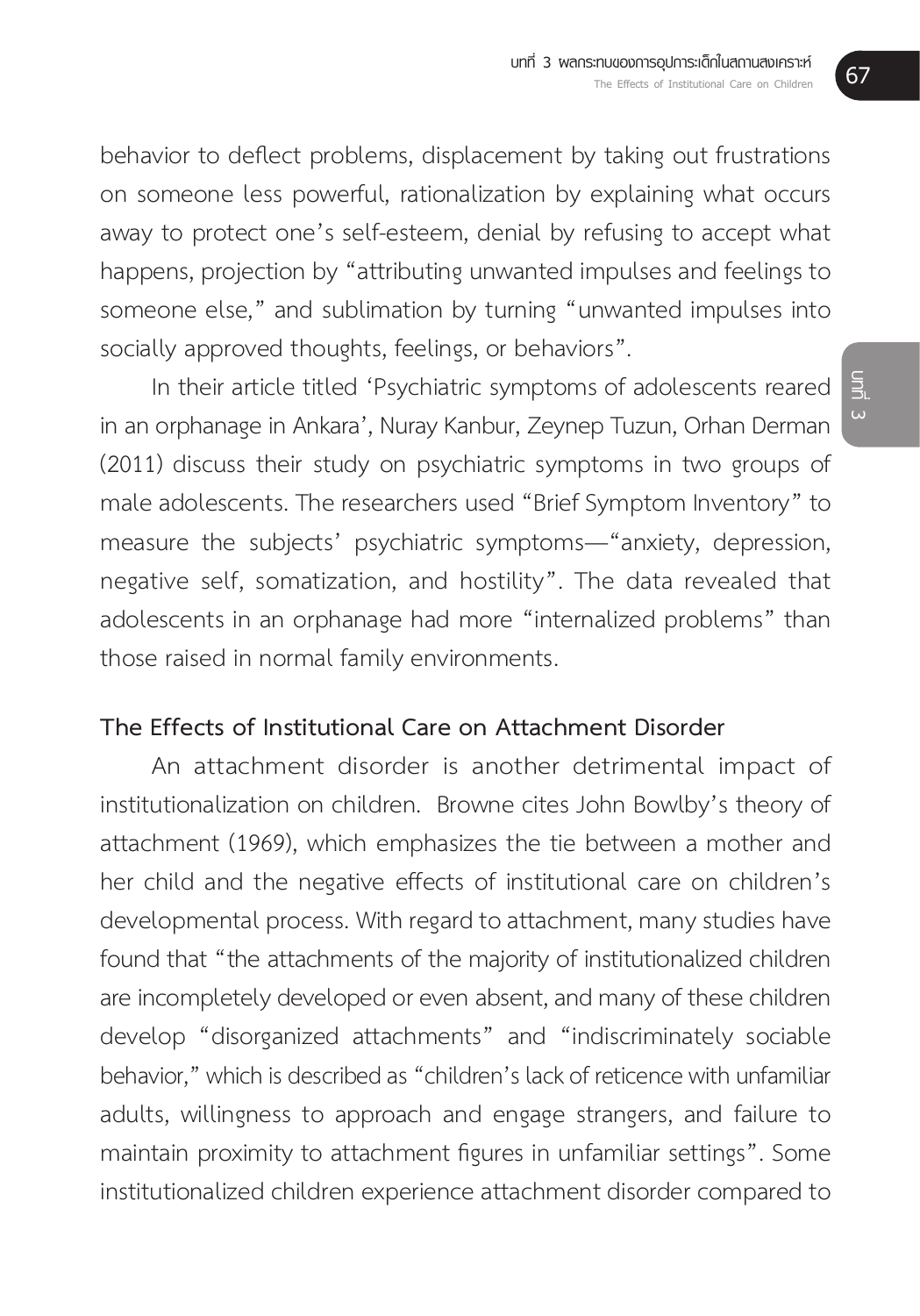behavior to deflect problems, displacement by taking out frustrations on someone less powerful, rationalization by explaining what occurs away to protect one's self-esteem, denial by refusing to accept what happens, projection by "attributing unwanted impulses and feelings to someone else," and sublimation by turning "unwanted impulses into socially approved thoughts, feelings, or behaviors".

In their article titled 'Psychiatric symptoms of adolescents reared in an orphanage in Ankara', Nuray Kanbur, Zeynep Tuzun, Orhan Derman (2011) discuss their study on psychiatric symptoms in two groups of male adolescents. The researchers used "Brief Symptom Inventory" to measure the subjects' psychiatric symptoms—"anxiety, depression, negative self, somatization, and hostility". The data revealed that adolescents in an orphanage had more "internalized problems" than those raised in normal family environments.

### The Effects of Institutional Care on Attachment Disorder

An attachment disorder is another detrimental impact of institutionalization on children. Browne cites John Bowlby's theory of attachment (1969), which emphasizes the tie between a mother and her child and the negative effects of institutional care on children's developmental process. With regard to attachment, many studies have found that "the attachments of the majority of institutionalized children are incompletely developed or even absent, and many of these children develop "disorganized attachments" and "indiscriminately sociable behavior," which is described as "children's lack of reticence with unfamiliar adults, willingness to approach and engage strangers, and failure to maintain proximity to attachment figures in unfamiliar settings". Some institutionalized children experience attachment disorder compared to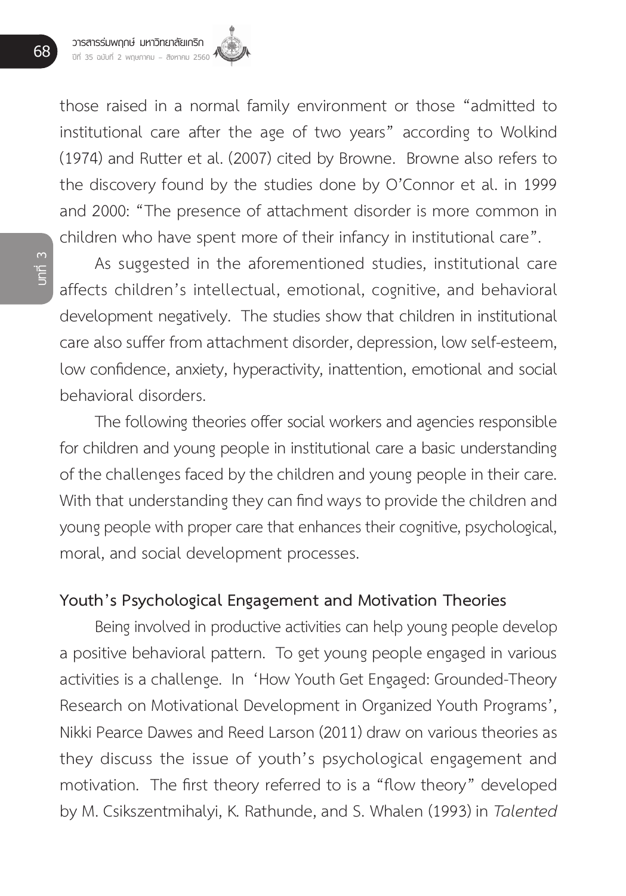those raised in a normal family environment or those "admitted to institutional care after the age of two years" according to Wolkind (1974) and Rutter et al. (2007) cited by Browne. Browne also refers to the discovery found by the studies done by O'Connor et al. in 1999 and 2000: "The presence of attachment disorder is more common in children who have spent more of their infancy in institutional care".

As suggested in the aforementioned studies, institutional care affects children's intellectual, emotional, cognitive, and behavioral development negatively. The studies show that children in institutional care also suffer from attachment disorder, depression, low self-esteem, low confidence, anxiety, hyperactivity, inattention, emotional and social behavioral disorders.

The following theories offer social workers and agencies responsible for children and young people in institutional care a basic understanding of the challenges faced by the children and young people in their care. With that understanding they can find ways to provide the children and young people with proper care that enhances their cognitive, psychological, moral, and social development processes.

## Youth's Psychological Engagement and Motivation Theories

Being involved in productive activities can help young people develop a positive behavioral pattern. To get young people engaged in various activities is a challenge. In 'How Youth Get Engaged: Grounded-Theory Research on Motivational Development in Organized Youth Programs', Nikki Pearce Dawes and Reed Larson (2011) draw on various theories as they discuss the issue of youth's psychological engagement and motivation. The first theory referred to is a "flow theory" developed by M. Csikszentmihalyi, K. Rathunde, and S. Whalen (1993) in *Talented*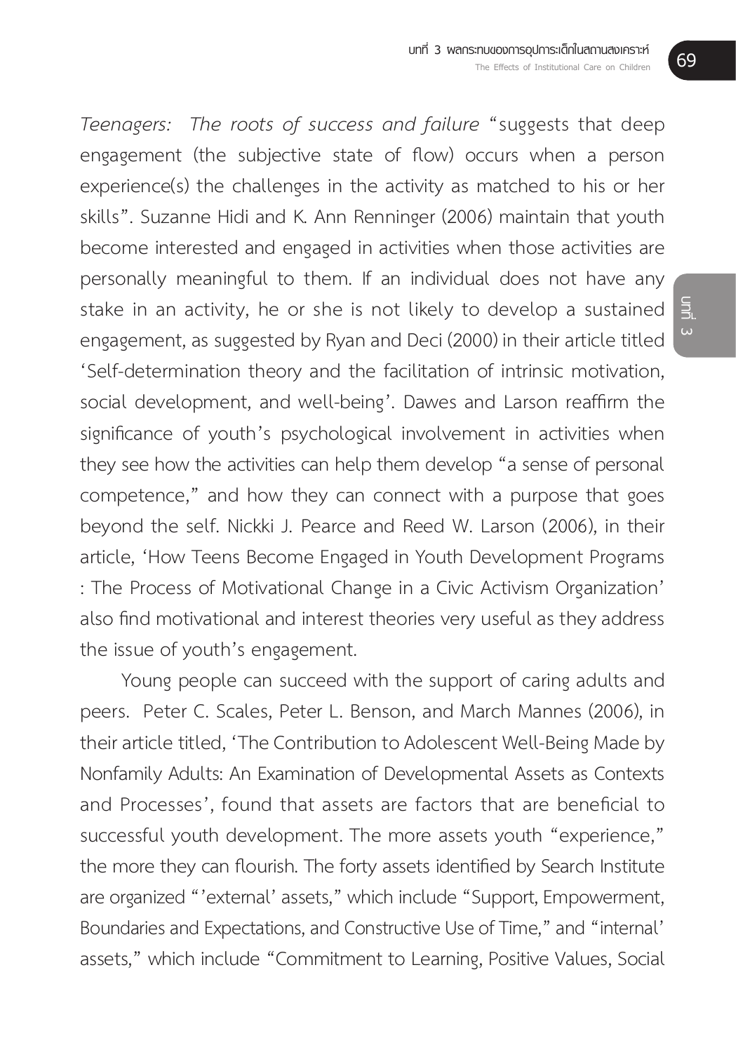*Teenagers: The roots of success and failure* "suggests that deep engagement (the subjective state of flow) occurs when a person experience(s) the challenges in the activity as matched to his or her skills". Suzanne Hidi and K. Ann Renninger (2006) maintain that youth become interested and engaged in activities when those activities are personally meaningful to them. If an individual does not have any stake in an activity, he or she is not likely to develop a sustained engagement, as suggested by Ryan and Deci (2000) in their article titled 'Self-determination theory and the facilitation of intrinsic motivation, social development, and well-being'. Dawes and Larson reaffirm the significance of youth's psychological involvement in activities when they see how the activities can help them develop "a sense of personal competence," and how they can connect with a purpose that goes beyond the self. Nickki J. Pearce and Reed W. Larson (2006), in their article, 'How Teens Become Engaged in Youth Development Programs : The Process of Motivational Change in a Civic Activism Organization' also find motivational and interest theories very useful as they address the issue of youth's engagement.

Young people can succeed with the support of caring adults and peers. Peter C. Scales, Peter L. Benson, and March Mannes (2006), in their article titled, 'The Contribution to Adolescent Well-Being Made by Nonfamily Adults: An Examination of Developmental Assets as Contexts and Processes', found that assets are factors that are beneficial to successful youth development. The more assets youth "experience," the more they can flourish. The forty assets identified by Search Institute are organized "'external' assets," which include "Support, Empowerment, Boundaries and Expectations, and Constructive Use of Time," and "internal' assets," which include "Commitment to Learning, Positive Values, Social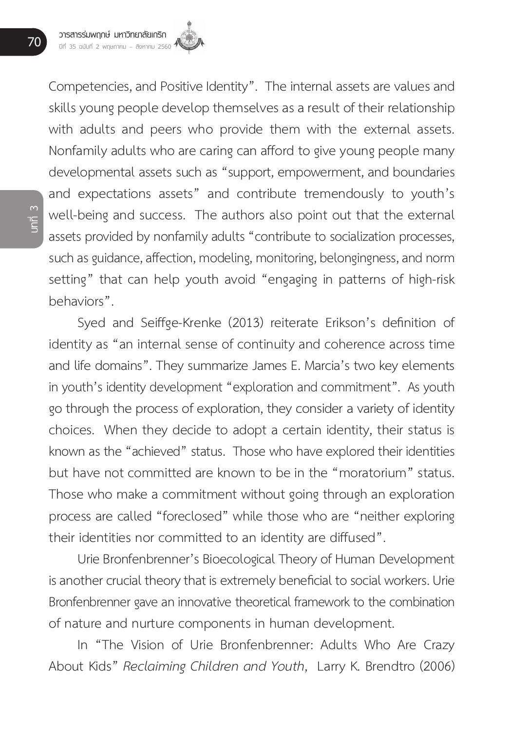Competencies, and Positive Identity”. The internal assets are values and skills young people develop themselves as a result of their relationship with adults and peers who provide them with the external assets. Nonfamily adults who are caring can afford to give young people many developmental assets such as “support, empowerment, and boundaries and expectations assets” and contribute tremendously to youth’s well-being and success. The authors also point out that the external assets provided by nonfamily adults “contribute to socialization processes, such as guidance, affection, modeling, monitoring, belongingness, and norm setting” that can help youth avoid “engaging in patterns of high-risk behaviors”.

Syed and Seiffge-Krenke (2013) reiterate Erikson’s definition of identity as “an internal sense of continuity and coherence across time and life domains”. They summarize James E. Marcia’s two key elements in youth’s identity development “exploration and commitment”. As youth go through the process of exploration, they consider a variety of identity choices. When they decide to adopt a certain identity, their status is known as the “achieved” status. Those who have explored their identities but have not committed are known to be in the “moratorium” status. Those who make a commitment without going through an exploration process are called “foreclosed” while those who are “neither exploring their identities nor committed to an identity are diffused”.

Urie Bronfenbrenner’s Bioecological Theory of Human Development is another crucial theory that is extremely beneficial to social workers. Urie Bronfenbrenner gave an innovative theoretical framework to the combination of nature and nurture components in human development.

In “The Vision of Urie Bronfenbrenner: Adults Who Are Crazy About Kids” *Reclaiming Children and Youth*, Larry K. Brendtro (2006)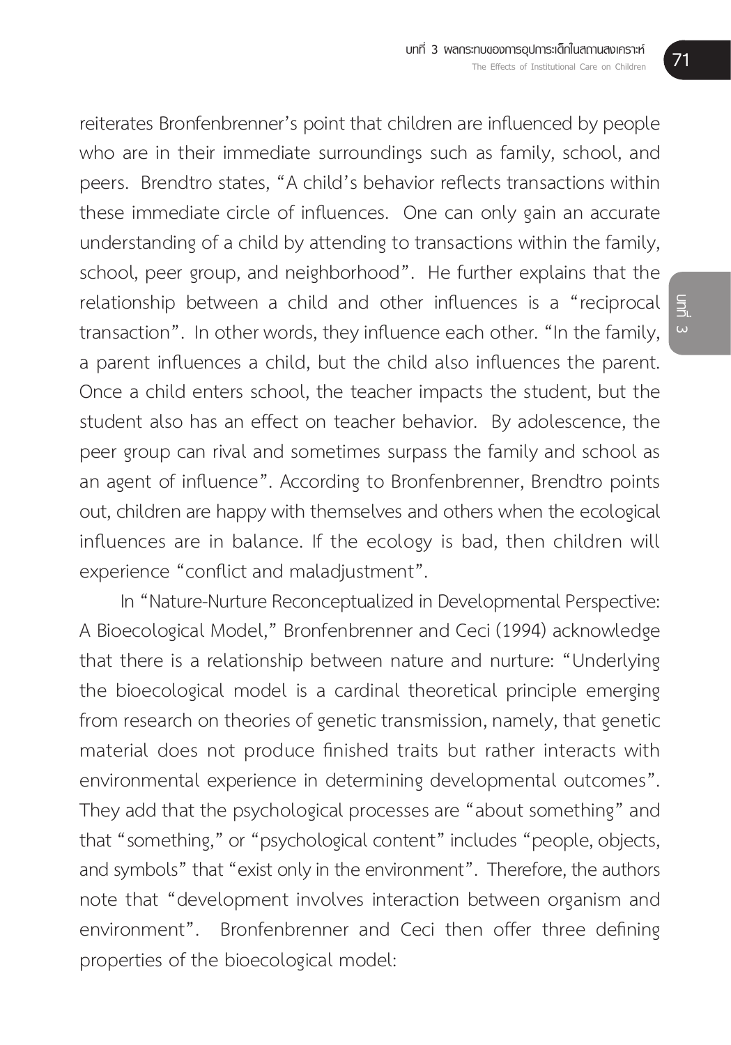reiterates Bronfenbrenner's point that children are influenced by people who are in their immediate surroundings such as family, school, and peers. Brendtro states, "A child's behavior reflects transactions within these immediate circle of influences. One can only gain an accurate understanding of a child by attending to transactions within the family, school, peer group, and neighborhood". He further explains that the relationship between a child and other influences is a "reciprocal transaction". In other words, they influence each other. "In the family, a parent influences a child, but the child also influences the parent. Once a child enters school, the teacher impacts the student, but the student also has an effect on teacher behavior. By adolescence, the peer group can rival and sometimes surpass the family and school as an agent of influence". According to Bronfenbrenner, Brendtro points out, children are happy with themselves and others when the ecological influences are in balance. If the ecology is bad, then children will experience "conflict and maladjustment".

In "Nature-Nurture Reconceptualized in Developmental Perspective: A Bioecological Model," Bronfenbrenner and Ceci (1994) acknowledge that there is a relationship between nature and nurture: "Underlying the bioecological model is a cardinal theoretical principle emerging from research on theories of genetic transmission, namely, that genetic material does not produce finished traits but rather interacts with environmental experience in determining developmental outcomes". They add that the psychological processes are "about something" and that "something," or "psychological content" includes "people, objects, and symbols" that "exist only in the environment". Therefore, the authors note that "development involves interaction between organism and environment". Bronfenbrenner and Ceci then offer three defining properties of the bioecological model: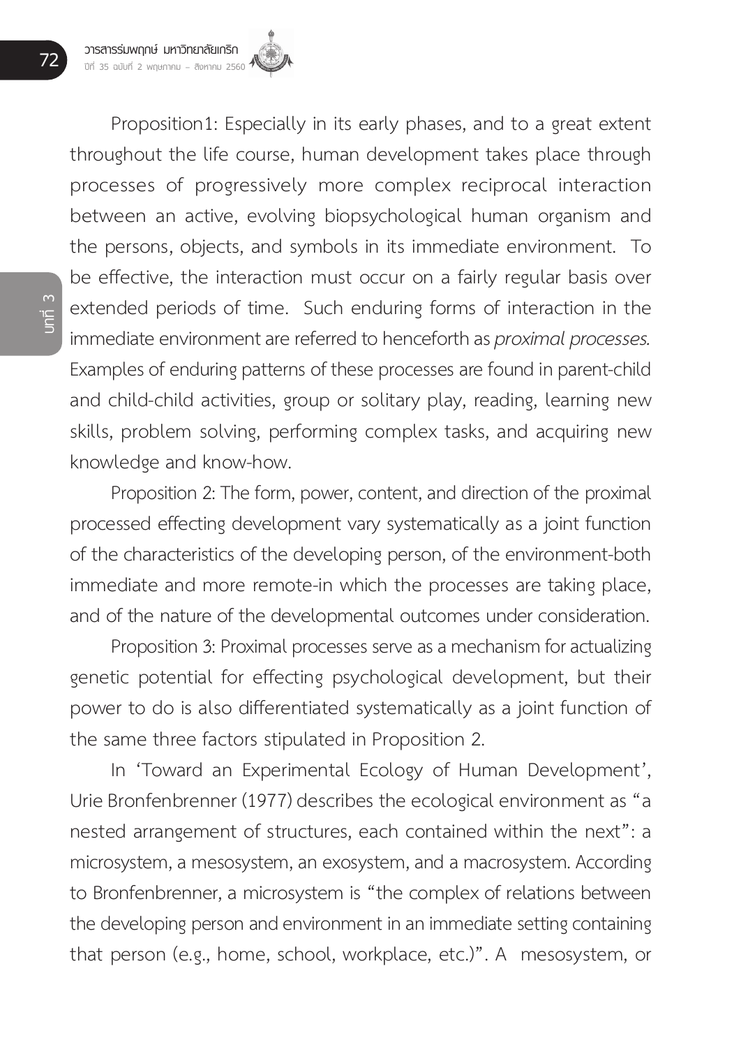Proposition1: Especially in its early phases, and to a great extent throughout the life course, human development takes place through processes of progressively more complex reciprocal interaction between an active, evolving biopsychological human organism and the persons, objects, and symbols in its immediate environment. To be effective, the interaction must occur on a fairly regular basis over extended periods of time. Such enduring forms of interaction in the immediate environment are referred to henceforth as *proximal processes*. Examples of enduring patterns of these processes are found in parent-child and child-child activities, group or solitary play, reading, learning new skills, problem solving, performing complex tasks, and acquiring new knowledge and know-how.

Proposition 2: The form, power, content, and direction of the proximal processed effecting development vary systematically as a joint function of the characteristics of the developing person, of the environment-both immediate and more remote-in which the processes are taking place, and of the nature of the developmental outcomes under consideration.

Proposition 3: Proximal processes serve as a mechanism for actualizing genetic potential for effecting psychological development, but their power to do is also differentiated systematically as a joint function of the same three factors stipulated in Proposition 2.

In 'Toward an Experimental Ecology of Human Development', Urie Bronfenbrenner (1977) describes the ecological environment as "a nested arrangement of structures, each contained within the next": a microsystem, a mesosystem, an exosystem, and a macrosystem. According to Bronfenbrenner, a microsystem is "the complex of relations between the developing person and environment in an immediate setting containing that person (e.g., home, school, workplace, etc.)". A mesosystem, or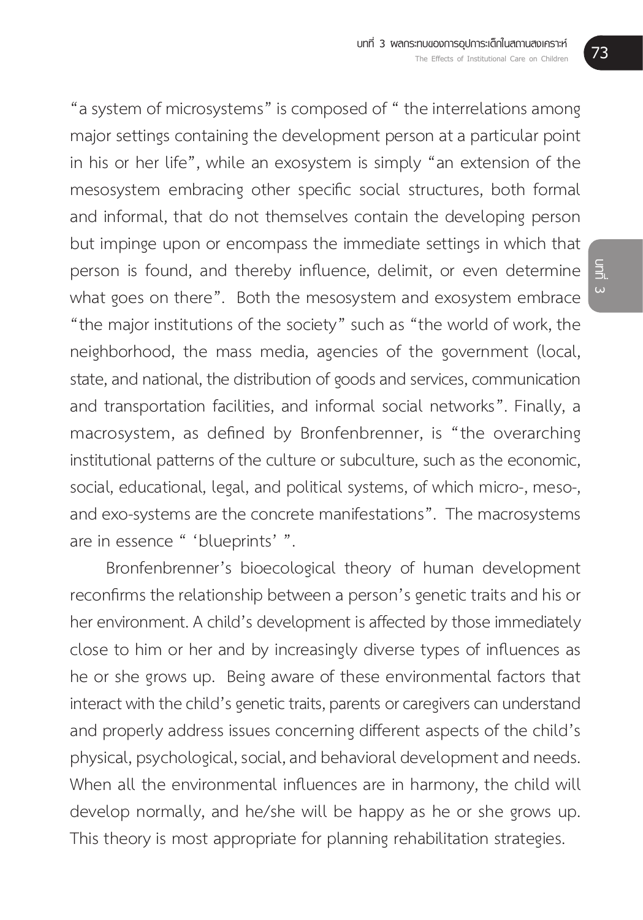"a system of microsystems" is composed of " the interrelations among major settings containing the development person at a particular point in his or her life", while an exosystem is simply "an extension of the mesosystem embracing other specific social structures, both formal and informal, that do not themselves contain the developing person but impinge upon or encompass the immediate settings in which that person is found, and thereby influence, delimit, or even determine what goes on there". Both the mesosystem and exosystem embrace "the major institutions of the society" such as "the world of work, the neighborhood, the mass media, agencies of the government (local, state, and national, the distribution of goods and services, communication and transportation facilities, and informal social networks". Finally, a macrosystem, as defined by Bronfenbrenner, is "the overarching institutional patterns of the culture or subculture, such as the economic, social, educational, legal, and political systems, of which micro-, meso-, and exo-systems are the concrete manifestations". The macrosystems are in essence " 'blueprints' ".

Bronfenbrenner's bioecological theory of human development reconfirms the relationship between a person's genetic traits and his or her environment. A child's development is affected by those immediately close to him or her and by increasingly diverse types of influences as he or she grows up. Being aware of these environmental factors that interact with the child's genetic traits, parents or caregivers can understand and properly address issues concerning different aspects of the child's physical, psychological, social, and behavioral development and needs. When all the environmental influences are in harmony, the child will develop normally, and he/she will be happy as he or she grows up. This theory is most appropriate for planning rehabilitation strategies.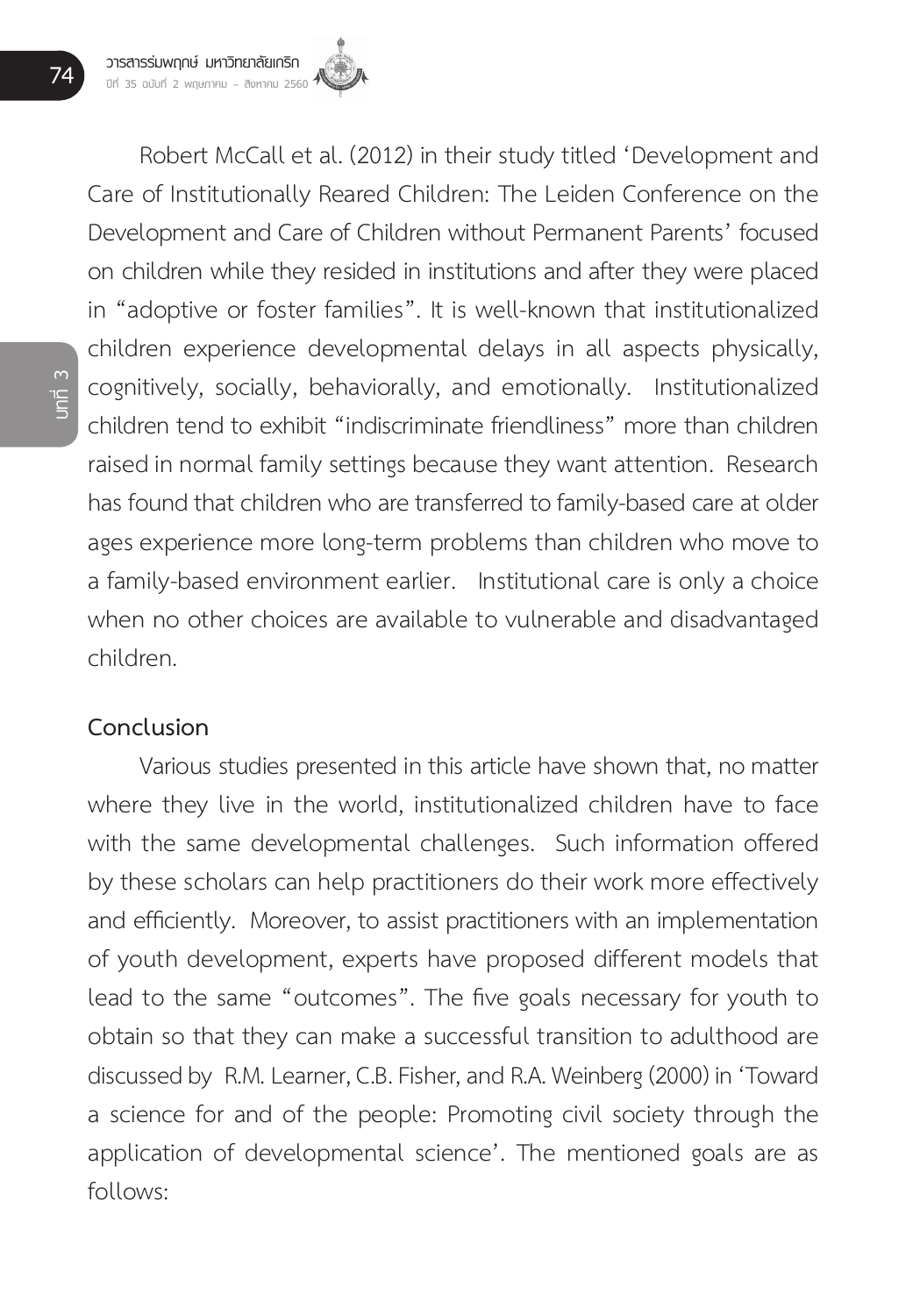Robert McCall et al. (2012) in their study titled 'Development and Care of Institutionally Reared Children: The Leiden Conference on the Development and Care of Children without Permanent Parents' focused on children while they resided in institutions and after they were placed in "adoptive or foster families". It is well-known that institutionalized children experience developmental delays in all aspects physically, cognitively, socially, behaviorally, and emotionally. Institutionalized children tend to exhibit "indiscriminate friendliness" more than children raised in normal family settings because they want attention. Research has found that children who are transferred to family-based care at older ages experience more long-term problems than children who move to a family-based environment earlier. Institutional care is only a choice when no other choices are available to vulnerable and disadvantaged children.

## Conclusion

Various studies presented in this article have shown that, no matter where they live in the world, institutionalized children have to face with the same developmental challenges. Such information offered by these scholars can help practitioners do their work more effectively and efficiently. Moreover, to assist practitioners with an implementation of youth development, experts have proposed different models that lead to the same "outcomes". The five goals necessary for youth to obtain so that they can make a successful transition to adulthood are discussed by R.M. Learner, C.B. Fisher, and R.A. Weinberg (2000) in 'Toward a science for and of the people: Promoting civil society through the application of developmental science'. The mentioned goals are as follows: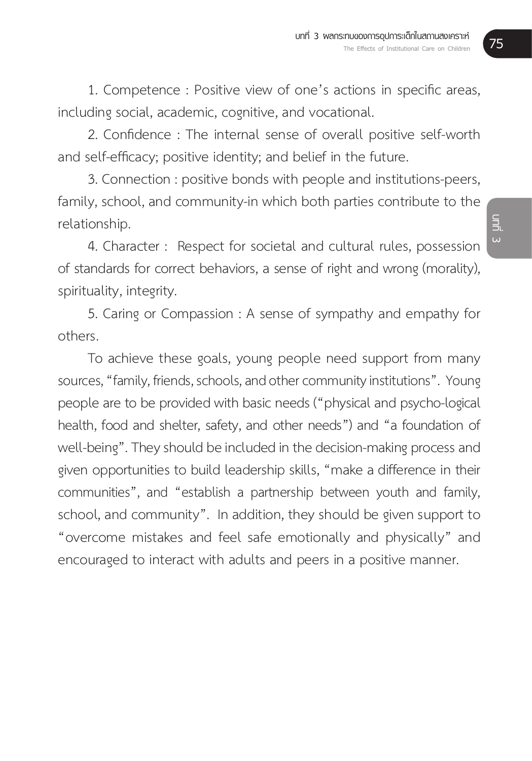1. Competence : Positive view of one's actions in specific areas, including social, academic, cognitive, and vocational.

2. Confidence : The internal sense of overall positive self-worth and self-efficacy; positive identity; and belief in the future.

3. Connection : positive bonds with people and institutions-peers, family, school, and community-in which both parties contribute to the relationship.

4. Character : Respect for societal and cultural rules, possession of standards for correct behaviors, a sense of right and wrong (morality), spirituality, integrity.

5. Caring or Compassion : A sense of sympathy and empathy for others.

To achieve these goals, young people need support from many sources, "family, friends, schools, and other community institutions". Young people are to be provided with basic needs ("physical and psycho-logical health, food and shelter, safety, and other needs") and "a foundation of well-being". They should be included in the decision-making process and given opportunities to build leadership skills, "make a difference in their communities", and "establish a partnership between youth and family, school, and community". In addition, they should be given support to "overcome mistakes and feel safe emotionally and physically" and encouraged to interact with adults and peers in a positive manner.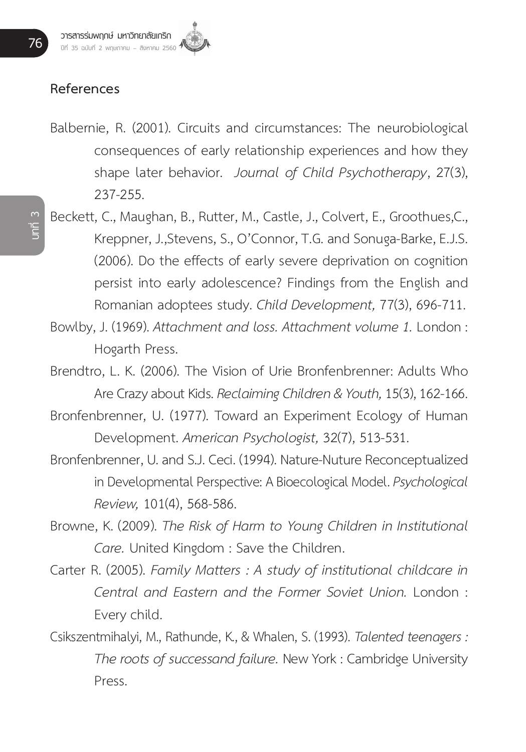## References

Balbernie, R. (2001). Circuits and circumstances: The neurobiological consequences of early relationship experiences and how they shape later behavior. *Journal of Child Psychotherapy*, 27(3), 237-255.

Beckett, C., Maughan, B., Rutter, M., Castle, J., Colvert, E., Groothues,C., Kreppner, J.,Stevens, S., O'Connor, T.G. and Sonuga-Barke, E.J.S. (2006). Do the effects of early severe deprivation on cognition persist into early adolescence? Findings from the English and Romanian adoptees study. *Child Development,* 77(3), 696-711.

Bowlby, J. (1969). *Attachment and loss. Attachment volume 1.* London : Hogarth Press.

Brendtro, L. K. (2006). The Vision of Urie Bronfenbrenner: Adults Who Are Crazy about Kids. *Reclaiming Children & Youth,* 15(3), 162-166.

Bronfenbrenner, U. (1977). Toward an Experiment Ecology of Human Development. *American Psychologist,* 32(7), 513-531.

Bronfenbrenner, U. and S.J. Ceci. (1994). Nature-Nuture Reconceptualized in Developmental Perspective: A Bioecological Model. *Psychological Review,* 101(4), 568-586.

Browne, K. (2009). *The Risk of Harm to Young Children in Institutional Care.* United Kingdom : Save the Children.

Carter R. (2005). *Family Matters : A study of institutional childcare in Central and Eastern and the Former Soviet Union.* London : Every child.

Csikszentmihalyi, M., Rathunde, K., & Whalen, S. (1993). *Talented teenagers : The roots of successand failure.* New York : Cambridge University Press.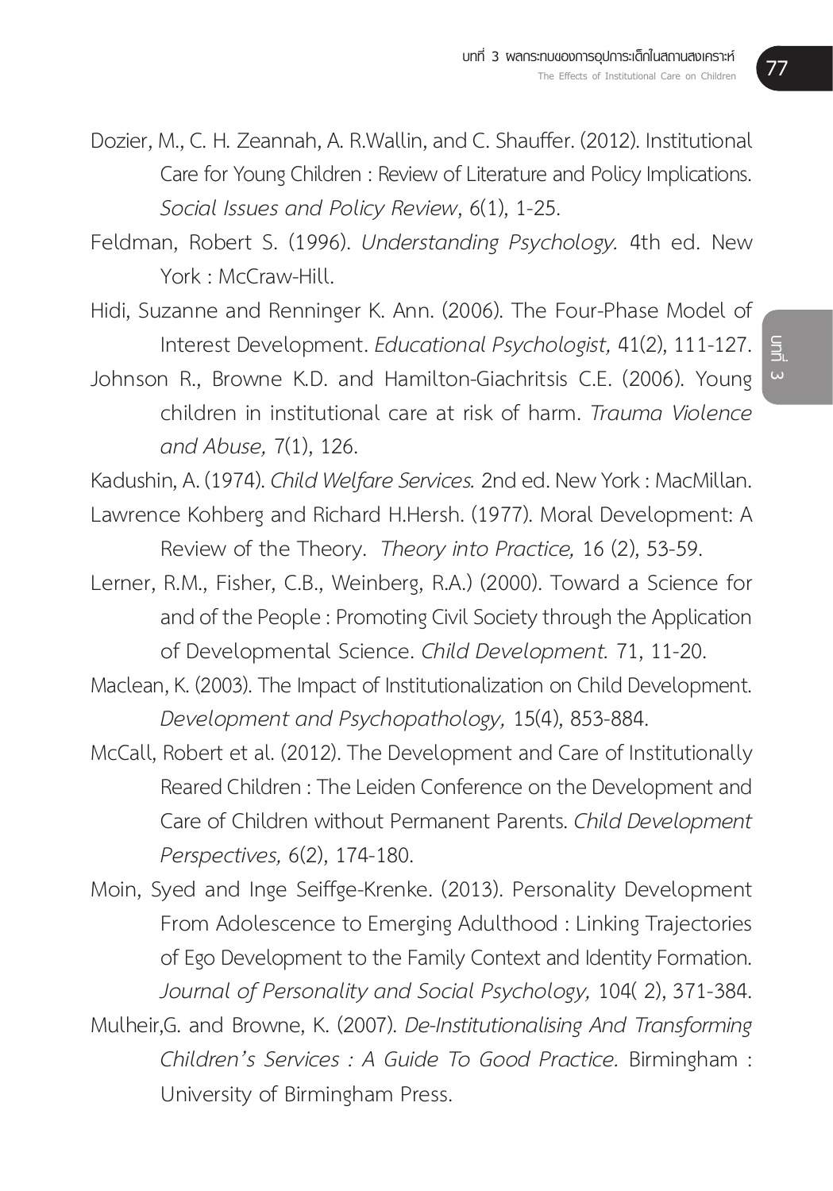Dozier, M., C. H. Zeannah, A. R.Wallin, and C. Shauffer. (2012). Institutional Care for Young Children : Review of Literature and Policy Implications. *Social Issues and Policy Review*, 6(1), 1-25.

Feldman, Robert S. (1996). *Understanding Psychology.* 4th ed. New York : McCraw-Hill.

Hidi, Suzanne and Renninger K. Ann. (2006). The Four-Phase Model of Interest Development. *Educational Psychologist,* 41(2), 111-127.

Johnson R., Browne K.D. and Hamilton-Giachritsis C.E. (2006). Young children in institutional care at risk of harm. *Trauma Violence and Abuse,* 7(1), 126.

Kadushin, A. (1974). *Child Welfare Services.* 2nd ed. New York : MacMillan.

Lawrence Kohberg and Richard H.Hersh. (1977). Moral Development: A Review of the Theory. *Theory into Practice,* 16 (2), 53-59.

Lerner, R.M., Fisher, C.B., Weinberg, R.A.) (2000). Toward a Science for and of the People : Promoting Civil Society through the Application of Developmental Science. *Child Development.* 71, 11-20.

Maclean, K. (2003). The Impact of Institutionalization on Child Development. *Development and Psychopathology,* 15(4), 853-884.

McCall, Robert et al. (2012). The Development and Care of Institutionally Reared Children : The Leiden Conference on the Development and Care of Children without Permanent Parents. *Child Development Perspectives,* 6(2), 174-180.

Moin, Syed and Inge Seiffge-Krenke. (2013). Personality Development From Adolescence to Emerging Adulthood : Linking Trajectories of Ego Development to the Family Context and Identity Formation. *Journal of Personality and Social Psychology,* 104( 2), 371-384.

Mulheir,G. and Browne, K. (2007). *De-Institutionalising And Transforming Children's Services : A Guide To Good Practice.* Birmingham : University of Birmingham Press.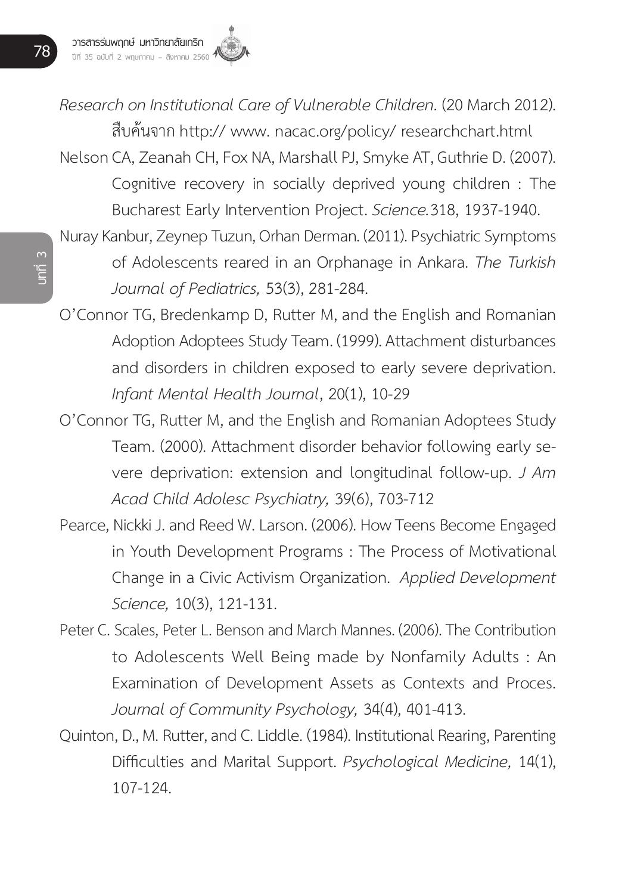*Research on Institutional Care of Vulnerable Children.* (20 March 2012). สืบค้นจาก http:// www. nacac.org/policy/ researchchart.html

Nelson CA, Zeanah CH, Fox NA, Marshall PJ, Smyke AT, Guthrie D. (2007). Cognitive recovery in socially deprived young children : The Bucharest Early Intervention Project. *Science.*318, 1937-1940.

Nuray Kanbur, Zeynep Tuzun, Orhan Derman. (2011). Psychiatric Symptoms of Adolescents reared in an Orphanage in Ankara. *The Turkish Journal of Pediatrics,* 53(3), 281-284.

O'Connor TG, Bredenkamp D, Rutter M, and the English and Romanian Adoption Adoptees Study Team. (1999). Attachment disturbances and disorders in children exposed to early severe deprivation. *Infant Mental Health Journal*, 20(1), 10-29

O'Connor TG, Rutter M, and the English and Romanian Adoptees Study Team. (2000). Attachment disorder behavior following early severe deprivation: extension and longitudinal follow-up. *J Am Acad Child Adolesc Psychiatry,* 39(6), 703-712

Pearce, Nickki J. and Reed W. Larson. (2006). How Teens Become Engaged in Youth Development Programs : The Process of Motivational Change in a Civic Activism Organization. *Applied Development Science,* 10(3), 121-131.

Peter C. Scales, Peter L. Benson and March Mannes. (2006). The Contribution to Adolescents Well Being made by Nonfamily Adults : An Examination of Development Assets as Contexts and Proces. *Journal of Community Psychology,* 34(4), 401-413.

Quinton, D., M. Rutter, and C. Liddle. (1984). Institutional Rearing, Parenting Difficulties and Marital Support. *Psychological Medicine,* 14(1), 107-124.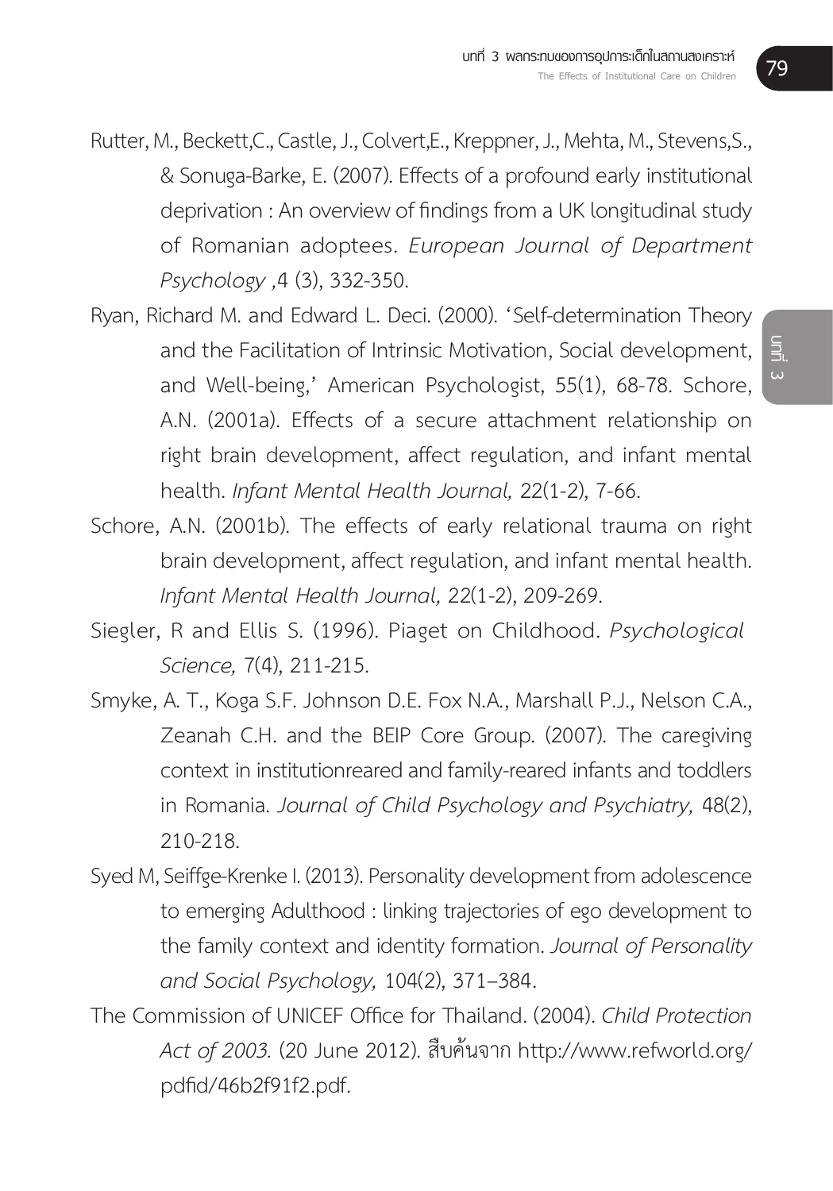Rutter, M., Beckett,C., Castle, J., Colvert,E., Kreppner, J., Mehta, M., Stevens,S., & Sonuga-Barke, E. (2007). Effects of a profound early institutional deprivation : An overview of findings from a UK longitudinal study of Romanian adoptees. *European Journal of Department Psychology* ,4 (3), 332-350.

Ryan, Richard M. and Edward L. Deci. (2000). 'Self-determination Theory and the Facilitation of Intrinsic Motivation, Social development, and Well-being,' American Psychologist, 55(1), 68-78. Schore, A.N. (2001a). Effects of a secure attachment relationship on right brain development, affect regulation, and infant mental health. *Infant Mental Health Journal,* 22(1-2), 7-66.

Schore, A.N. (2001b). The effects of early relational trauma on right brain development, affect regulation, and infant mental health. *Infant Mental Health Journal,* 22(1-2), 209-269.

Siegler, R and Ellis S. (1996). Piaget on Childhood. *Psychological Science,* 7(4), 211-215.

Smyke, A. T., Koga S.F. Johnson D.E. Fox N.A., Marshall P.J., Nelson C.A., Zeanah C.H. and the BEIP Core Group. (2007). The caregiving context in institutionreared and family-reared infants and toddlers in Romania. *Journal of Child Psychology and Psychiatry,* 48(2), 210-218.

Syed M, Seiffge-Krenke I. (2013). Personality development from adolescence to emerging Adulthood : linking trajectories of ego development to the family context and identity formation. *Journal of Personality and Social Psychology,* 104(2), 371–384.

The Commission of UNICEF Office for Thailand. (2004). *Child Protection Act of 2003.* (20 June 2012). สืบค้นจาก http://www.refworld.org/pdfid/46b2f91f2.pdf.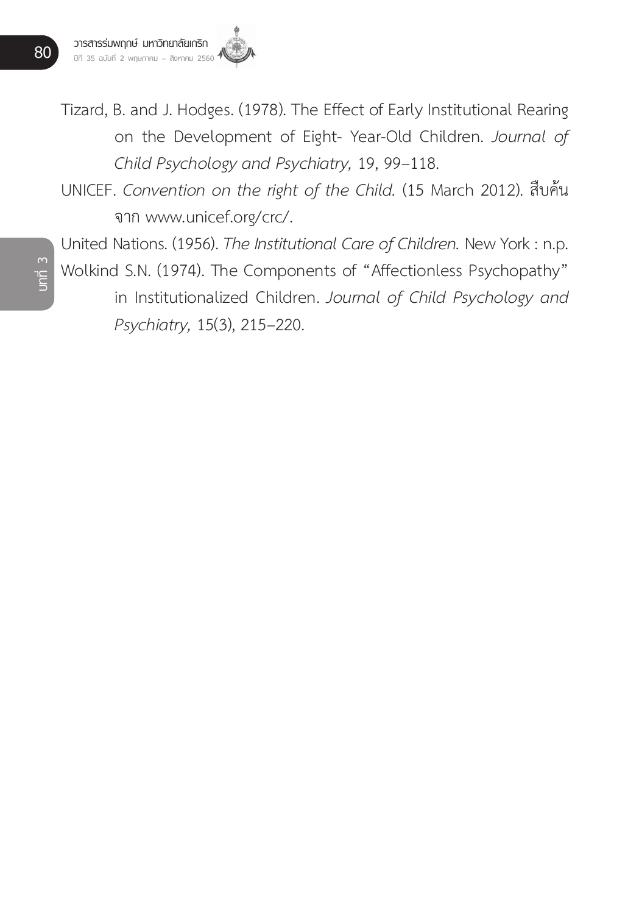Tizard, B. and J. Hodges. (1978). The Effect of Early Institutional Rearing on the Development of Eight- Year-Old Children. *Journal of Child Psychology and Psychiatry,* 19, 99–118.

UNICEF. *Convention on the right of the Child.* (15 March 2012). สืบค้นจาก www.unicef.org/crc/.

United Nations. (1956). *The Institutional Care of Children.* New York : n.p.

Wolkind S.N. (1974). The Components of "Affectionless Psychopathy" in Institutionalized Children. *Journal of Child Psychology and Psychiatry,* 15(3), 215–220.